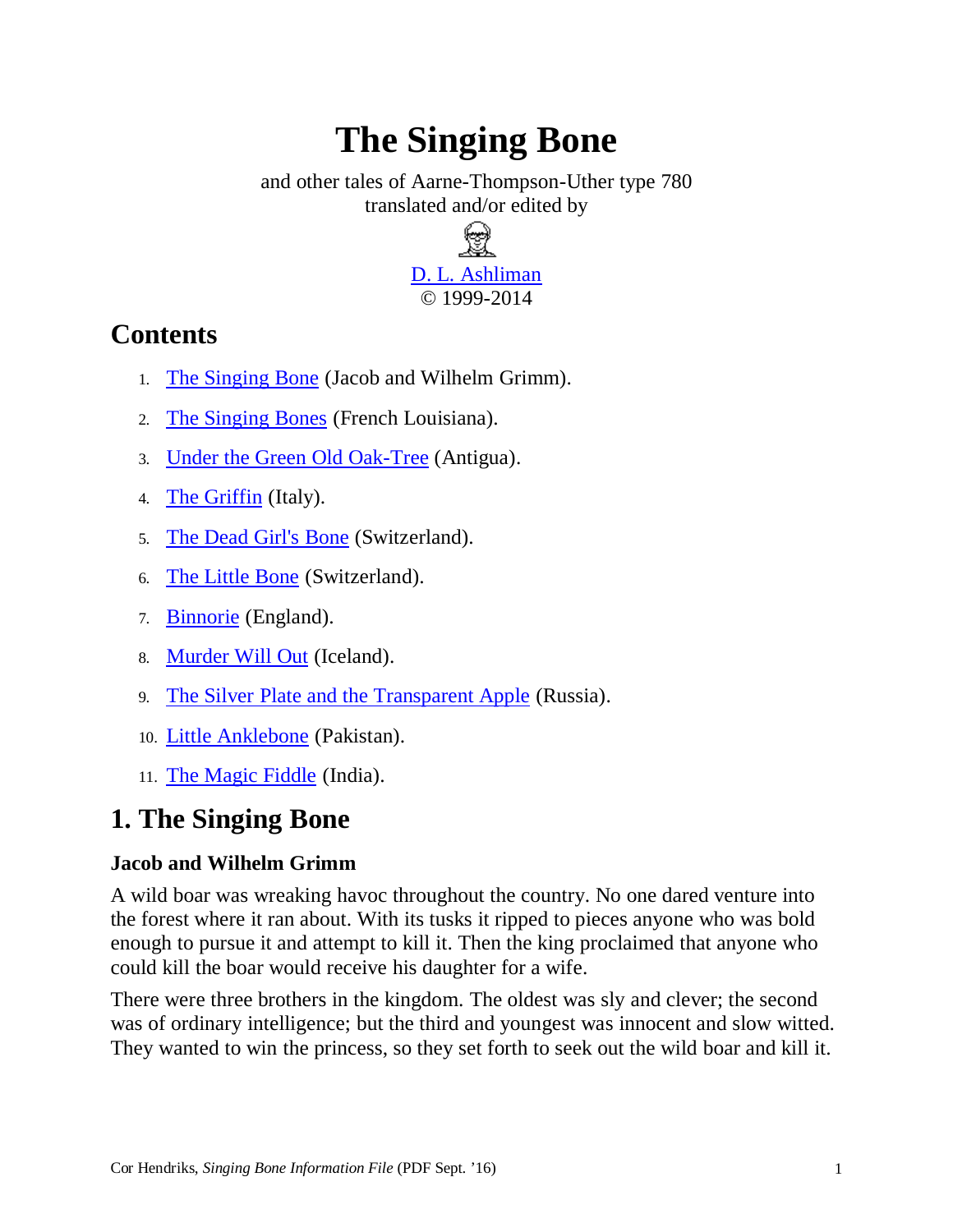# The Singing Bone

and other tales of Aarne-Thompson-Uther type 780
translated and/or edited by

D. L. Ashliman
© 1999-2014

## Contents

1. The Singing Bone (Jacob and Wilhelm Grimm).
2. The Singing Bones (French Louisiana).
3. Under the Green Old Oak-Tree (Antigua).
4. The Griffin (Italy).
5. The Dead Girl's Bone (Switzerland).
6. The Little Bone (Switzerland).
7. Binnorie (England).
8. Murder Will Out (Iceland).
9. The Silver Plate and the Transparent Apple (Russia).
10. Little Anklebone (Pakistan).
11. The Magic Fiddle (India).

## 1. The Singing Bone

### Jacob and Wilhelm Grimm

A wild boar was wreaking havoc throughout the country. No one dared venture into the forest where it ran about. With its tusks it ripped to pieces anyone who was bold enough to pursue it and attempt to kill it. Then the king proclaimed that anyone who could kill the boar would receive his daughter for a wife.

There were three brothers in the kingdom. The oldest was sly and clever; the second was of ordinary intelligence; but the third and youngest was innocent and slow witted. They wanted to win the princess, so they set forth to seek out the wild boar and kill it.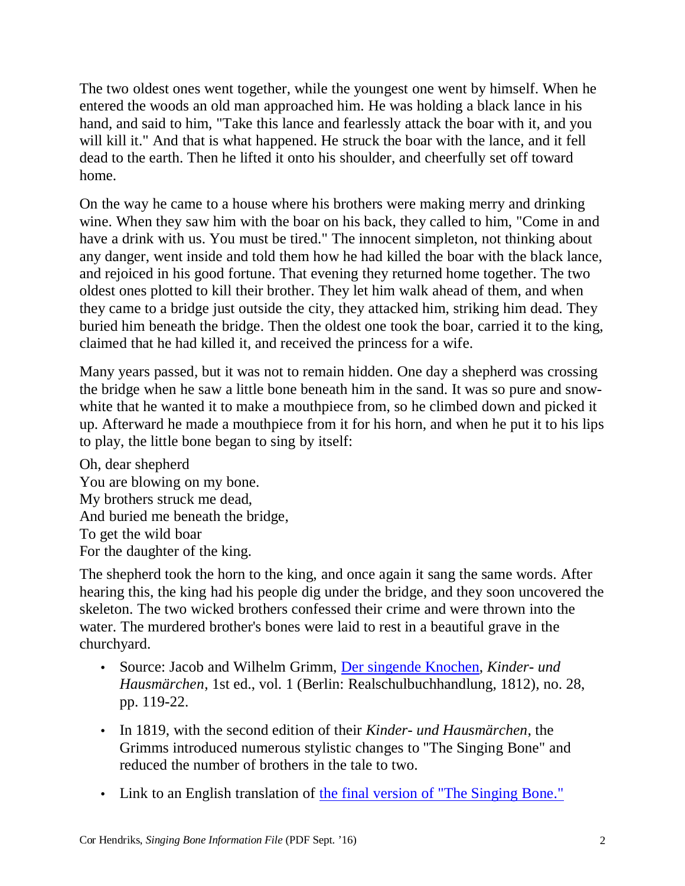The two oldest ones went together, while the youngest one went by himself. When he entered the woods an old man approached him. He was holding a black lance in his hand, and said to him, "Take this lance and fearlessly attack the boar with it, and you will kill it." And that is what happened. He struck the boar with the lance, and it fell dead to the earth. Then he lifted it onto his shoulder, and cheerfully set off toward home.

On the way he came to a house where his brothers were making merry and drinking wine. When they saw him with the boar on his back, they called to him, "Come in and have a drink with us. You must be tired." The innocent simpleton, not thinking about any danger, went inside and told them how he had killed the boar with the black lance, and rejoiced in his good fortune. That evening they returned home together. The two oldest ones plotted to kill their brother. They let him walk ahead of them, and when they came to a bridge just outside the city, they attacked him, striking him dead. They buried him beneath the bridge. Then the oldest one took the boar, carried it to the king, claimed that he had killed it, and received the princess for a wife.

Many years passed, but it was not to remain hidden. One day a shepherd was crossing the bridge when he saw a little bone beneath him in the sand. It was so pure and snow-white that he wanted it to make a mouthpiece from, so he climbed down and picked it up. Afterward he made a mouthpiece from it for his horn, and when he put it to his lips to play, the little bone began to sing by itself:

Oh, dear shepherd  
You are blowing on my bone.  
My brothers struck me dead,  
And buried me beneath the bridge,  
To get the wild boar  
For the daughter of the king.

The shepherd took the horn to the king, and once again it sang the same words. After hearing this, the king had his people dig under the bridge, and they soon uncovered the skeleton. The two wicked brothers confessed their crime and were thrown into the water. The murdered brother's bones were laid to rest in a beautiful grave in the churchyard.

- Source: Jacob and Wilhelm Grimm, Der singende Knochen, *Kinder- und Hausmärchen*, 1st ed., vol. 1 (Berlin: Realschulbuchhandlung, 1812), no. 28, pp. 119-22.
- In 1819, with the second edition of their *Kinder- und Hausmärchen*, the Grimms introduced numerous stylistic changes to "The Singing Bone" and reduced the number of brothers in the tale to two.
- Link to an English translation of the final version of "The Singing Bone."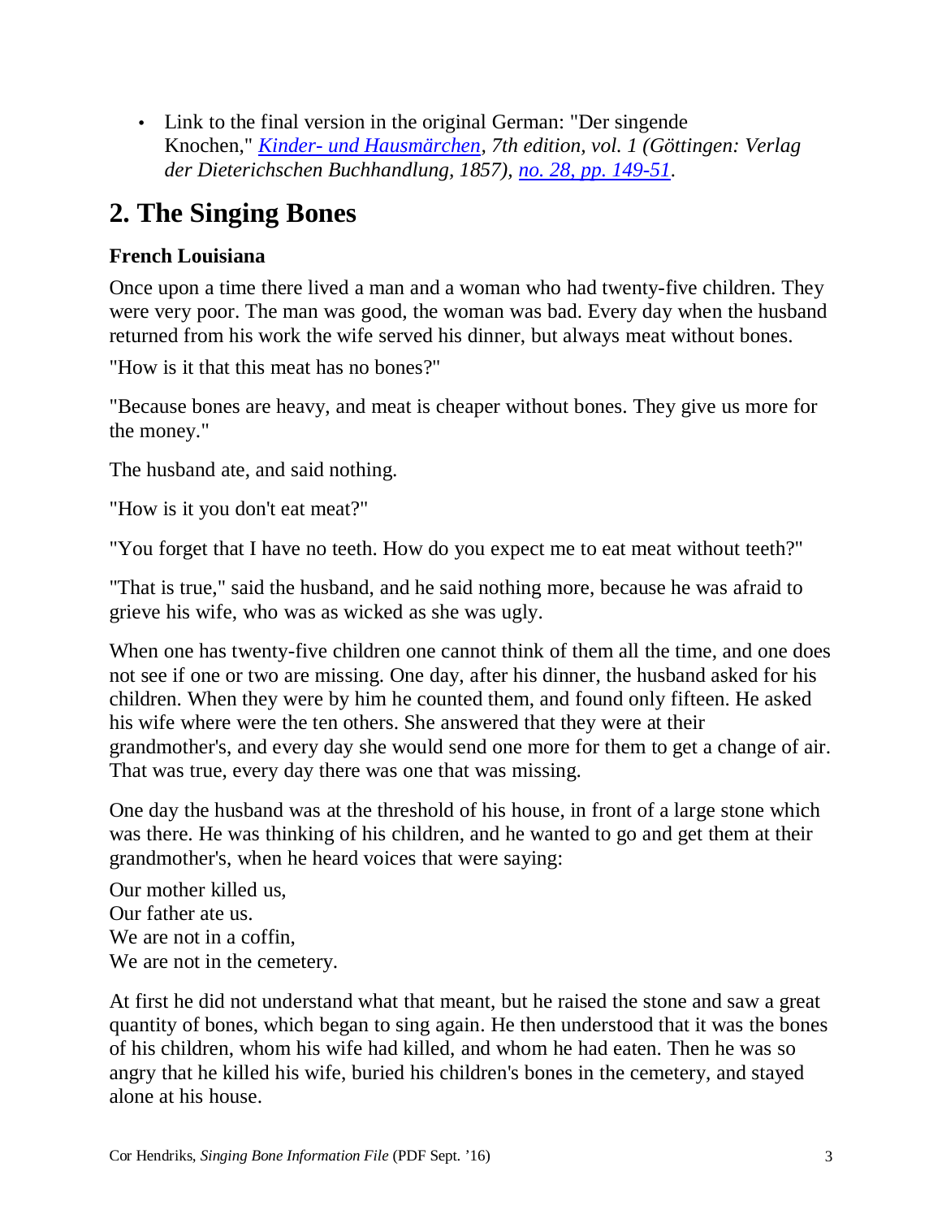- Link to the final version in the original German: "Der singende Knochen," *[Kinder- und Hausmärchen](#), 7th edition, vol. 1 (Göttingen: Verlag der Dieterichschen Buchhandlung, 1857), [no. 28, pp. 149-51](#)*.

## 2. The Singing Bones

### French Louisiana

Once upon a time there lived a man and a woman who had twenty-five children. They were very poor. The man was good, the woman was bad. Every day when the husband returned from his work the wife served his dinner, but always meat without bones.

"How is it that this meat has no bones?"

"Because bones are heavy, and meat is cheaper without bones. They give us more for the money."

The husband ate, and said nothing.

"How is it you don't eat meat?"

"You forget that I have no teeth. How do you expect me to eat meat without teeth?"

"That is true," said the husband, and he said nothing more, because he was afraid to grieve his wife, who was as wicked as she was ugly.

When one has twenty-five children one cannot think of them all the time, and one does not see if one or two are missing. One day, after his dinner, the husband asked for his children. When they were by him he counted them, and found only fifteen. He asked his wife where were the ten others. She answered that they were at their grandmother's, and every day she would send one more for them to get a change of air. That was true, every day there was one that was missing.

One day the husband was at the threshold of his house, in front of a large stone which was there. He was thinking of his children, and he wanted to go and get them at their grandmother's, when he heard voices that were saying:

Our mother killed us,  
Our father ate us.  
We are not in a coffin,  
We are not in the cemetery.

At first he did not understand what that meant, but he raised the stone and saw a great quantity of bones, which began to sing again. He then understood that it was the bones of his children, whom his wife had killed, and whom he had eaten. Then he was so angry that he killed his wife, buried his children's bones in the cemetery, and stayed alone at his house.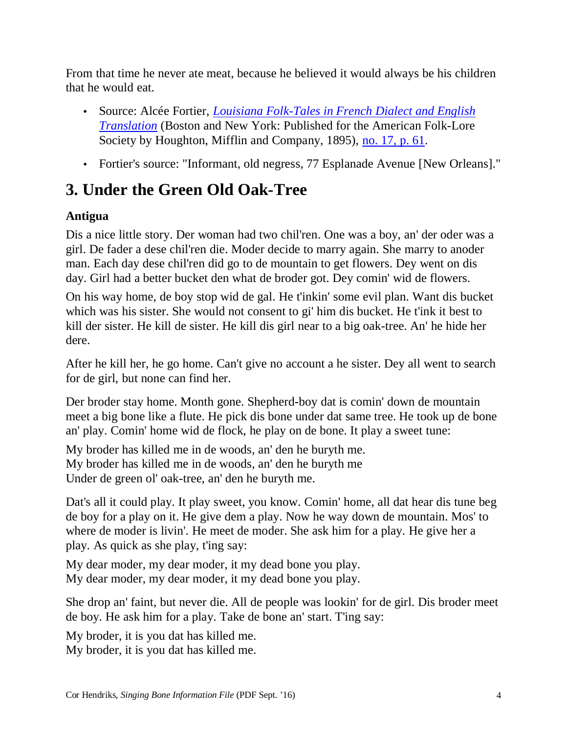From that time he never ate meat, because he believed it would always be his children that he would eat.

- Source: Alcée Fortier, *Louisiana Folk-Tales in French Dialect and English Translation* (Boston and New York: Published for the American Folk-Lore Society by Houghton, Mifflin and Company, 1895), no. 17, p. 61.
- Fortier's source: "Informant, old negress, 77 Esplanade Avenue [New Orleans]."

## 3. Under the Green Old Oak-Tree

### Antigua

Dis a nice little story. Der woman had two chil'ren. One was a boy, an' der oder was a girl. De fader a dese chil'ren die. Moder decide to marry again. She marry to anoder man. Each day dese chil'ren did go to de mountain to get flowers. Dey went on dis day. Girl had a better bucket den what de broder got. Dey comin' wid de flowers.

On his way home, de boy stop wid de gal. He t'inkin' some evil plan. Want dis bucket which was his sister. She would not consent to gi' him dis bucket. He t'ink it best to kill der sister. He kill de sister. He kill dis girl near to a big oak-tree. An' he hide her dere.

After he kill her, he go home. Can't give no account a he sister. Dey all went to search for de girl, but none can find her.

Der broder stay home. Month gone. Shepherd-boy dat is comin' down de mountain meet a big bone like a flute. He pick dis bone under dat same tree. He took up de bone an' play. Comin' home wid de flock, he play on de bone. It play a sweet tune:

My broder has killed me in de woods, an' den he buryth me.  
My broder has killed me in de woods, an' den he buryth me  
Under de green ol' oak-tree, an' den he buryth me.

Dat's all it could play. It play sweet, you know. Comin' home, all dat hear dis tune beg de boy for a play on it. He give dem a play. Now he way down de mountain. Mos' to where de moder is livin'. He meet de moder. She ask him for a play. He give her a play. As quick as she play, t'ing say:

My dear moder, my dear moder, it my dead bone you play.  
My dear moder, my dear moder, it my dead bone you play.

She drop an' faint, but never die. All de people was lookin' for de girl. Dis broder meet de boy. He ask him for a play. Take de bone an' start. T'ing say:

My broder, it is you dat has killed me.  
My broder, it is you dat has killed me.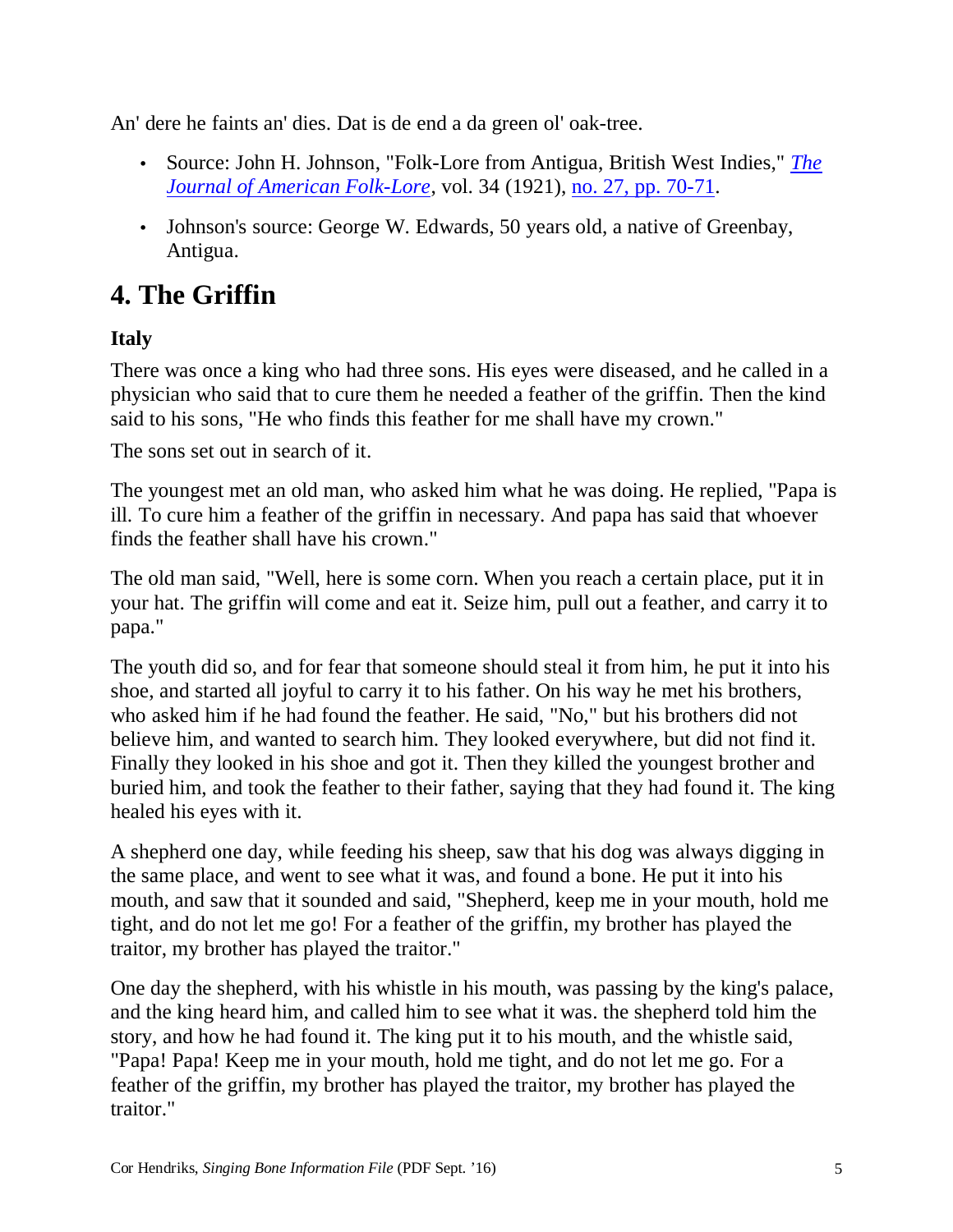An' dere he faints an' dies. Dat is de end a da green ol' oak-tree.

- Source: John H. Johnson, "Folk-Lore from Antigua, British West Indies," *The Journal of American Folk-Lore*, vol. 34 (1921), no. 27, pp. 70-71.
- Johnson's source: George W. Edwards, 50 years old, a native of Greenbay, Antigua.

## 4. The Griffin

### Italy

There was once a king who had three sons. His eyes were diseased, and he called in a physician who said that to cure them he needed a feather of the griffin. Then the kind said to his sons, "He who finds this feather for me shall have my crown."

The sons set out in search of it.

The youngest met an old man, who asked him what he was doing. He replied, "Papa is ill. To cure him a feather of the griffin in necessary. And papa has said that whoever finds the feather shall have his crown."

The old man said, "Well, here is some corn. When you reach a certain place, put it in your hat. The griffin will come and eat it. Seize him, pull out a feather, and carry it to papa."

The youth did so, and for fear that someone should steal it from him, he put it into his shoe, and started all joyful to carry it to his father. On his way he met his brothers, who asked him if he had found the feather. He said, "No," but his brothers did not believe him, and wanted to search him. They looked everywhere, but did not find it. Finally they looked in his shoe and got it. Then they killed the youngest brother and buried him, and took the feather to their father, saying that they had found it. The king healed his eyes with it.

A shepherd one day, while feeding his sheep, saw that his dog was always digging in the same place, and went to see what it was, and found a bone. He put it into his mouth, and saw that it sounded and said, "Shepherd, keep me in your mouth, hold me tight, and do not let me go! For a feather of the griffin, my brother has played the traitor, my brother has played the traitor."

One day the shepherd, with his whistle in his mouth, was passing by the king's palace, and the king heard him, and called him to see what it was. the shepherd told him the story, and how he had found it. The king put it to his mouth, and the whistle said, "Papa! Papa! Keep me in your mouth, hold me tight, and do not let me go. For a feather of the griffin, my brother has played the traitor, my brother has played the traitor."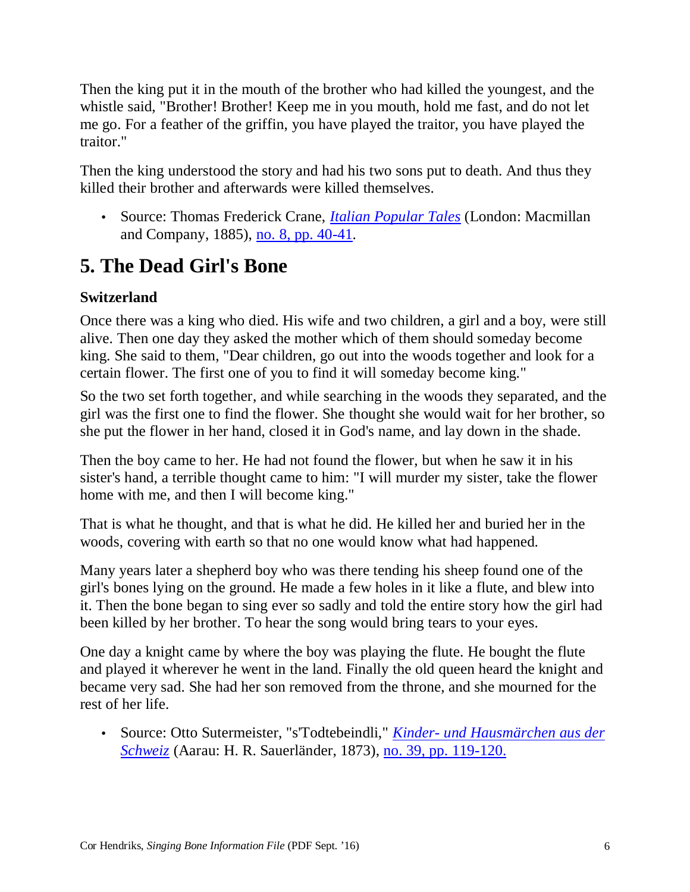Then the king put it in the mouth of the brother who had killed the youngest, and the whistle said, "Brother! Brother! Keep me in you mouth, hold me fast, and do not let me go. For a feather of the griffin, you have played the traitor, you have played the traitor."

Then the king understood the story and had his two sons put to death. And thus they killed their brother and afterwards were killed themselves.

- Source: Thomas Frederick Crane, *Italian Popular Tales* (London: Macmillan and Company, 1885), no. 8, pp. 40-41.

## 5. The Dead Girl's Bone

### Switzerland

Once there was a king who died. His wife and two children, a girl and a boy, were still alive. Then one day they asked the mother which of them should someday become king. She said to them, "Dear children, go out into the woods together and look for a certain flower. The first one of you to find it will someday become king."

So the two set forth together, and while searching in the woods they separated, and the girl was the first one to find the flower. She thought she would wait for her brother, so she put the flower in her hand, closed it in God's name, and lay down in the shade.

Then the boy came to her. He had not found the flower, but when he saw it in his sister's hand, a terrible thought came to him: "I will murder my sister, take the flower home with me, and then I will become king."

That is what he thought, and that is what he did. He killed her and buried her in the woods, covering with earth so that no one would know what had happened.

Many years later a shepherd boy who was there tending his sheep found one of the girl's bones lying on the ground. He made a few holes in it like a flute, and blew into it. Then the bone began to sing ever so sadly and told the entire story how the girl had been killed by her brother. To hear the song would bring tears to your eyes.

One day a knight came by where the boy was playing the flute. He bought the flute and played it wherever he went in the land. Finally the old queen heard the knight and became very sad. She had her son removed from the throne, and she mourned for the rest of her life.

- Source: Otto Sutermeister, "s'Todtebeindli," *Kinder- und Hausmärchen aus der Schweiz* (Aarau: H. R. Sauerländer, 1873), no. 39, pp. 119-120.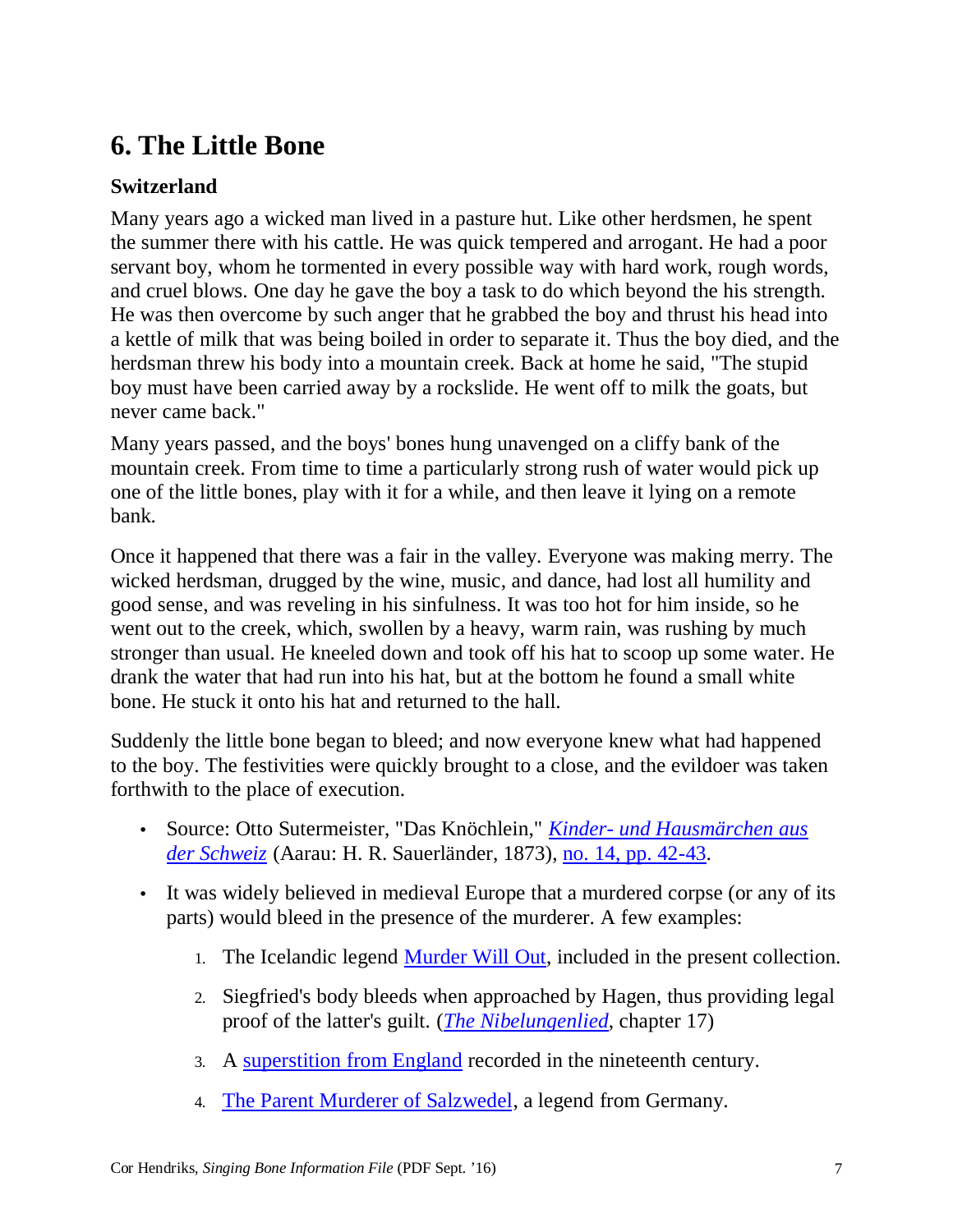## 6. The Little Bone

### Switzerland

Many years ago a wicked man lived in a pasture hut. Like other herdsmen, he spent the summer there with his cattle. He was quick tempered and arrogant. He had a poor servant boy, whom he tormented in every possible way with hard work, rough words, and cruel blows. One day he gave the boy a task to do which beyond the his strength. He was then overcome by such anger that he grabbed the boy and thrust his head into a kettle of milk that was being boiled in order to separate it. Thus the boy died, and the herdsman threw his body into a mountain creek. Back at home he said, "The stupid boy must have been carried away by a rockslide. He went off to milk the goats, but never came back."

Many years passed, and the boys' bones hung unavenged on a cliffy bank of the mountain creek. From time to time a particularly strong rush of water would pick up one of the little bones, play with it for a while, and then leave it lying on a remote bank.

Once it happened that there was a fair in the valley. Everyone was making merry. The wicked herdsman, drugged by the wine, music, and dance, had lost all humility and good sense, and was reveling in his sinfulness. It was too hot for him inside, so he went out to the creek, which, swollen by a heavy, warm rain, was rushing by much stronger than usual. He kneeled down and took off his hat to scoop up some water. He drank the water that had run into his hat, but at the bottom he found a small white bone. He stuck it onto his hat and returned to the hall.

Suddenly the little bone began to bleed; and now everyone knew what had happened to the boy. The festivities were quickly brought to a close, and the evildoer was taken forthwith to the place of execution.

- Source: Otto Sutermeister, "Das Knöchlein," *Kinder- und Hausmärchen aus der Schweiz* (Aarau: H. R. Sauerländer, 1873), no. 14, pp. 42-43.
- It was widely believed in medieval Europe that a murdered corpse (or any of its parts) would bleed in the presence of the murderer. A few examples:
  1. The Icelandic legend Murder Will Out, included in the present collection.
  2. Siegfried's body bleeds when approached by Hagen, thus providing legal proof of the latter's guilt. (*The Nibelungenlied*, chapter 17)
  3. A superstition from England recorded in the nineteenth century.
  4. The Parent Murderer of Salzwedel, a legend from Germany.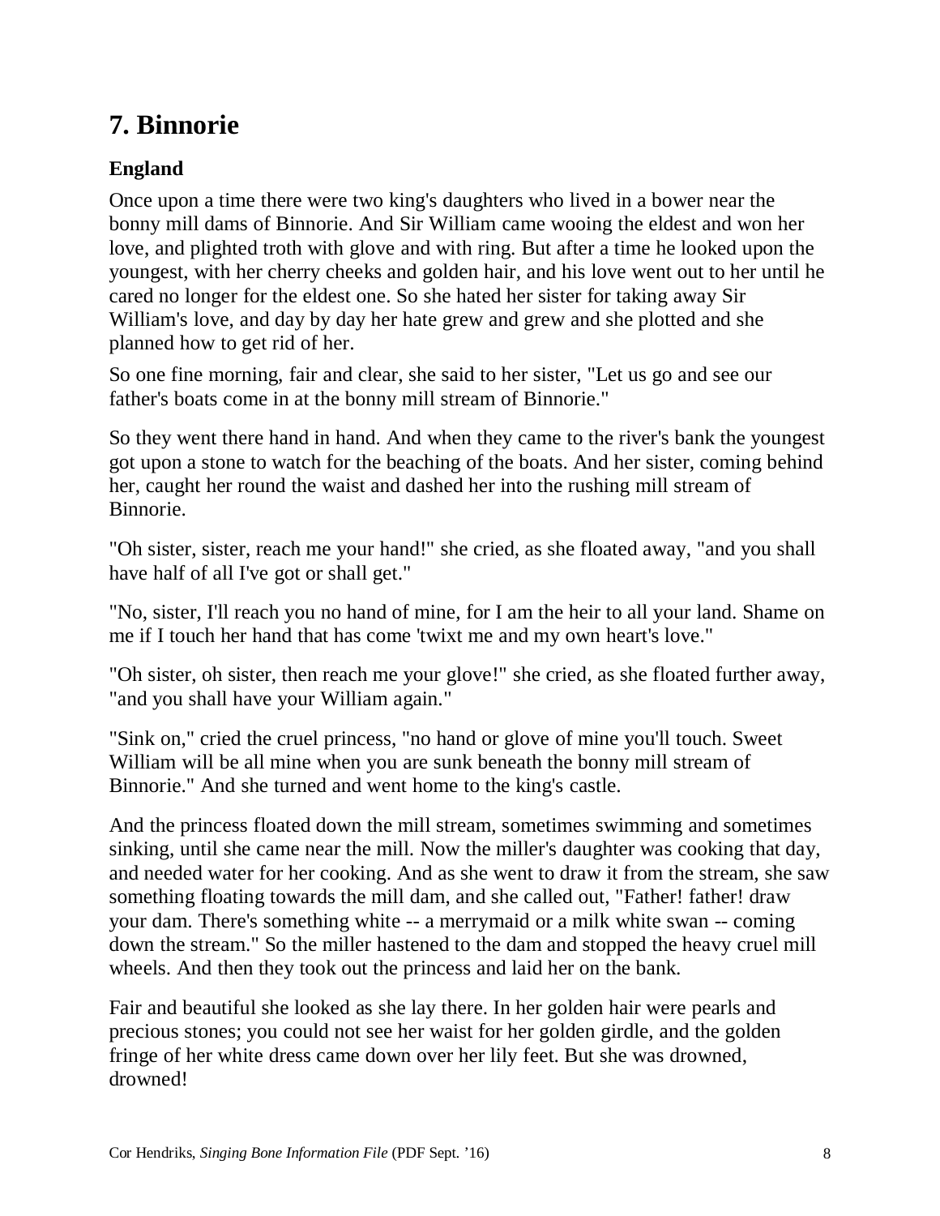## 7. Binnorie

### England

Once upon a time there were two king's daughters who lived in a bower near the bonny mill dams of Binnorie. And Sir William came wooing the eldest and won her love, and plighted troth with glove and with ring. But after a time he looked upon the youngest, with her cherry cheeks and golden hair, and his love went out to her until he cared no longer for the eldest one. So she hated her sister for taking away Sir William's love, and day by day her hate grew and grew and she plotted and she planned how to get rid of her.

So one fine morning, fair and clear, she said to her sister, "Let us go and see our father's boats come in at the bonny mill stream of Binnorie."

So they went there hand in hand. And when they came to the river's bank the youngest got upon a stone to watch for the beaching of the boats. And her sister, coming behind her, caught her round the waist and dashed her into the rushing mill stream of Binnorie.

"Oh sister, sister, reach me your hand!" she cried, as she floated away, "and you shall have half of all I've got or shall get."

"No, sister, I'll reach you no hand of mine, for I am the heir to all your land. Shame on me if I touch her hand that has come 'twixt me and my own heart's love."

"Oh sister, oh sister, then reach me your glove!" she cried, as she floated further away, "and you shall have your William again."

"Sink on," cried the cruel princess, "no hand or glove of mine you'll touch. Sweet William will be all mine when you are sunk beneath the bonny mill stream of Binnorie." And she turned and went home to the king's castle.

And the princess floated down the mill stream, sometimes swimming and sometimes sinking, until she came near the mill. Now the miller's daughter was cooking that day, and needed water for her cooking. And as she went to draw it from the stream, she saw something floating towards the mill dam, and she called out, "Father! father! draw your dam. There's something white -- a merrymaid or a milk white swan -- coming down the stream." So the miller hastened to the dam and stopped the heavy cruel mill wheels. And then they took out the princess and laid her on the bank.

Fair and beautiful she looked as she lay there. In her golden hair were pearls and precious stones; you could not see her waist for her golden girdle, and the golden fringe of her white dress came down over her lily feet. But she was drowned, drowned!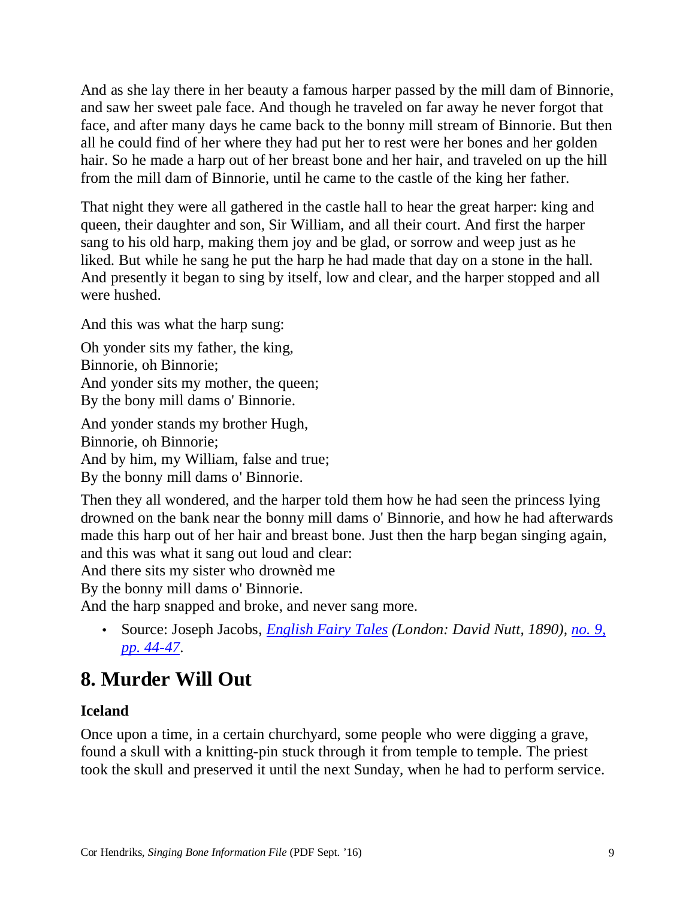And as she lay there in her beauty a famous harper passed by the mill dam of Binnorie, and saw her sweet pale face. And though he traveled on far away he never forgot that face, and after many days he came back to the bonny mill stream of Binnorie. But then all he could find of her where they had put her to rest were her bones and her golden hair. So he made a harp out of her breast bone and her hair, and traveled on up the hill from the mill dam of Binnorie, until he came to the castle of the king her father.

That night they were all gathered in the castle hall to hear the great harper: king and queen, their daughter and son, Sir William, and all their court. And first the harper sang to his old harp, making them joy and be glad, or sorrow and weep just as he liked. But while he sang he put the harp he had made that day on a stone in the hall. And presently it began to sing by itself, low and clear, and the harper stopped and all were hushed.

And this was what the harp sung:

Oh yonder sits my father, the king,  
Binnorie, oh Binnorie;  
And yonder sits my mother, the queen;  
By the bony mill dams o' Binnorie.

And yonder stands my brother Hugh,  
Binnorie, oh Binnorie;  
And by him, my William, false and true;  
By the bonny mill dams o' Binnorie.

Then they all wondered, and the harper told them how he had seen the princess lying drowned on the bank near the bonny mill dams o' Binnorie, and how he had afterwards made this harp out of her hair and breast bone. Just then the harp began singing again, and this was what it sang out loud and clear:  
And there sits my sister who drownèd me  
By the bonny mill dams o' Binnorie.  
And the harp snapped and broke, and never sang more.

- Source: Joseph Jacobs, *English Fairy Tales (London: David Nutt, 1890), no. 9, pp. 44-47*.

## 8. Murder Will Out

### Iceland

Once upon a time, in a certain churchyard, some people who were digging a grave, found a skull with a knitting-pin stuck through it from temple to temple. The priest took the skull and preserved it until the next Sunday, when he had to perform service.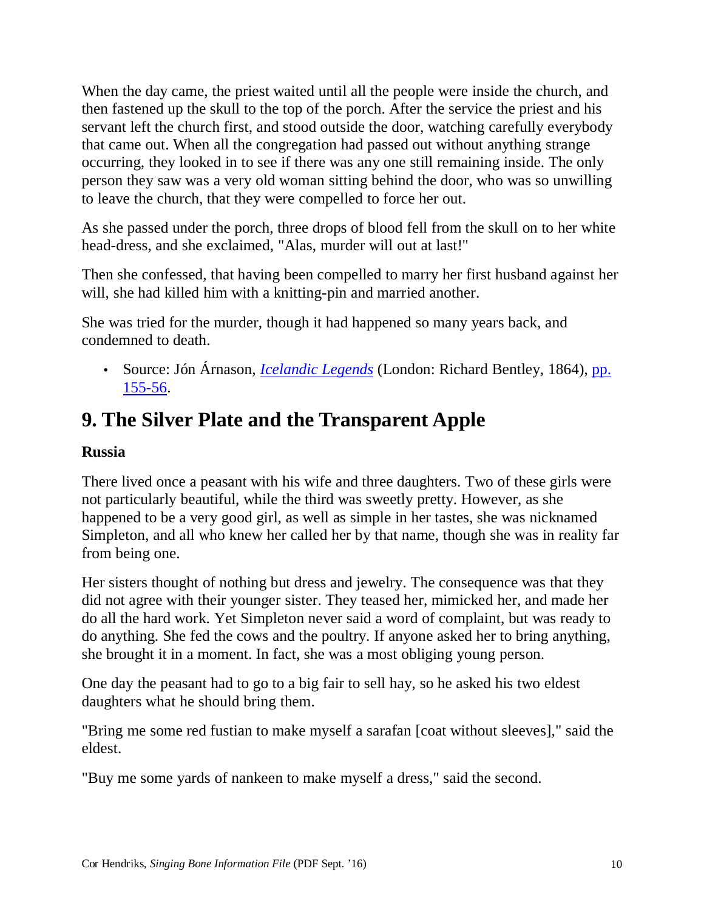When the day came, the priest waited until all the people were inside the church, and then fastened up the skull to the top of the porch. After the service the priest and his servant left the church first, and stood outside the door, watching carefully everybody that came out. When all the congregation had passed out without anything strange occurring, they looked in to see if there was any one still remaining inside. The only person they saw was a very old woman sitting behind the door, who was so unwilling to leave the church, that they were compelled to force her out.

As she passed under the porch, three drops of blood fell from the skull on to her white head-dress, and she exclaimed, "Alas, murder will out at last!"

Then she confessed, that having been compelled to marry her first husband against her will, she had killed him with a knitting-pin and married another.

She was tried for the murder, though it had happened so many years back, and condemned to death.

- Source: Jón Árnason, *Icelandic Legends* (London: Richard Bentley, 1864), pp. 155-56.

## 9. The Silver Plate and the Transparent Apple

### Russia

There lived once a peasant with his wife and three daughters. Two of these girls were not particularly beautiful, while the third was sweetly pretty. However, as she happened to be a very good girl, as well as simple in her tastes, she was nicknamed Simpleton, and all who knew her called her by that name, though she was in reality far from being one.

Her sisters thought of nothing but dress and jewelry. The consequence was that they did not agree with their younger sister. They teased her, mimicked her, and made her do all the hard work. Yet Simpleton never said a word of complaint, but was ready to do anything. She fed the cows and the poultry. If anyone asked her to bring anything, she brought it in a moment. In fact, she was a most obliging young person.

One day the peasant had to go to a big fair to sell hay, so he asked his two eldest daughters what he should bring them.

"Bring me some red fustian to make myself a sarafan [coat without sleeves]," said the eldest.

"Buy me some yards of nankeen to make myself a dress," said the second.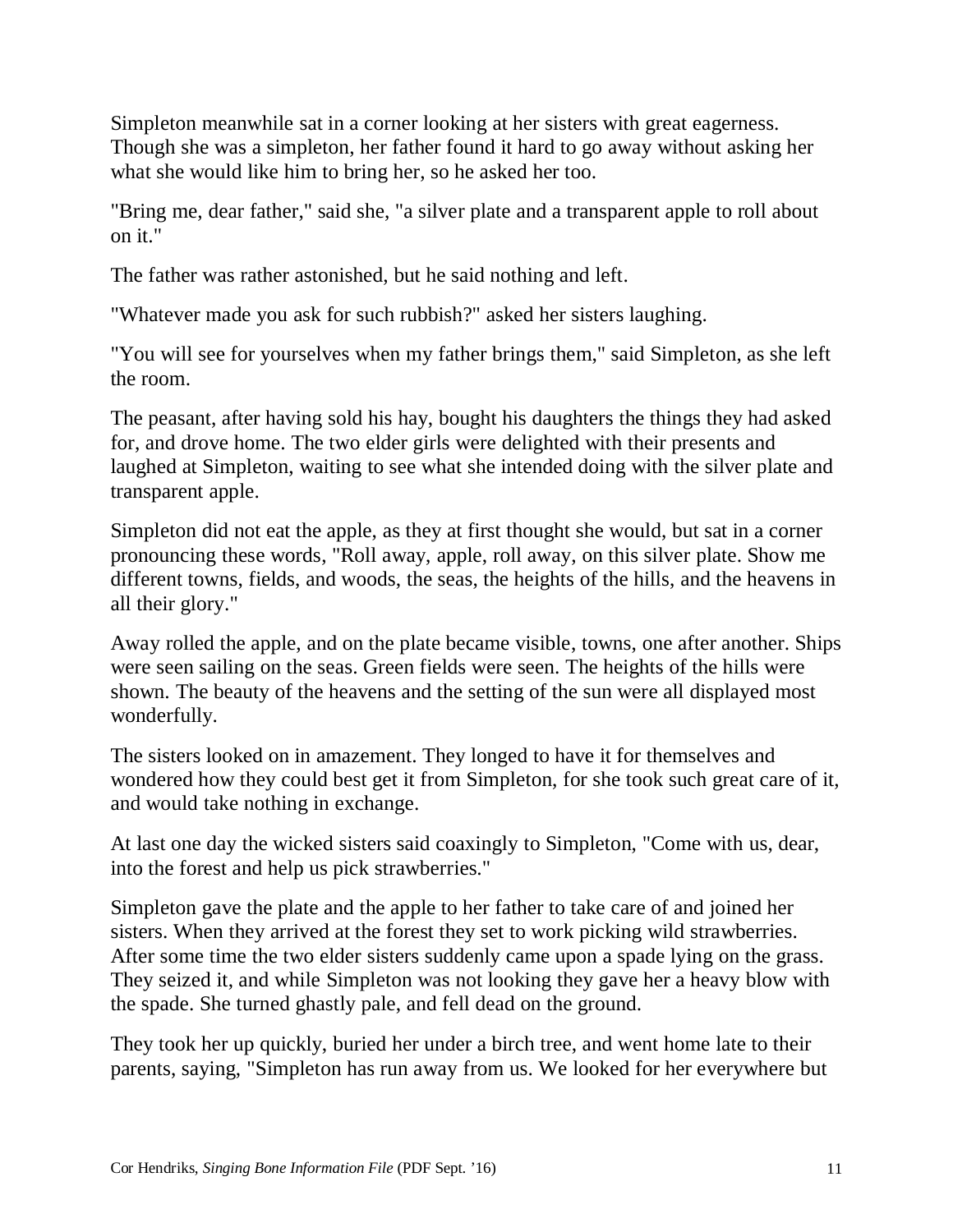Simpleton meanwhile sat in a corner looking at her sisters with great eagerness. Though she was a simpleton, her father found it hard to go away without asking her what she would like him to bring her, so he asked her too.

"Bring me, dear father," said she, "a silver plate and a transparent apple to roll about on it."

The father was rather astonished, but he said nothing and left.

"Whatever made you ask for such rubbish?" asked her sisters laughing.

"You will see for yourselves when my father brings them," said Simpleton, as she left the room.

The peasant, after having sold his hay, bought his daughters the things they had asked for, and drove home. The two elder girls were delighted with their presents and laughed at Simpleton, waiting to see what she intended doing with the silver plate and transparent apple.

Simpleton did not eat the apple, as they at first thought she would, but sat in a corner pronouncing these words, "Roll away, apple, roll away, on this silver plate. Show me different towns, fields, and woods, the seas, the heights of the hills, and the heavens in all their glory."

Away rolled the apple, and on the plate became visible, towns, one after another. Ships were seen sailing on the seas. Green fields were seen. The heights of the hills were shown. The beauty of the heavens and the setting of the sun were all displayed most wonderfully.

The sisters looked on in amazement. They longed to have it for themselves and wondered how they could best get it from Simpleton, for she took such great care of it, and would take nothing in exchange.

At last one day the wicked sisters said coaxingly to Simpleton, "Come with us, dear, into the forest and help us pick strawberries."

Simpleton gave the plate and the apple to her father to take care of and joined her sisters. When they arrived at the forest they set to work picking wild strawberries. After some time the two elder sisters suddenly came upon a spade lying on the grass. They seized it, and while Simpleton was not looking they gave her a heavy blow with the spade. She turned ghastly pale, and fell dead on the ground.

They took her up quickly, buried her under a birch tree, and went home late to their parents, saying, "Simpleton has run away from us. We looked for her everywhere but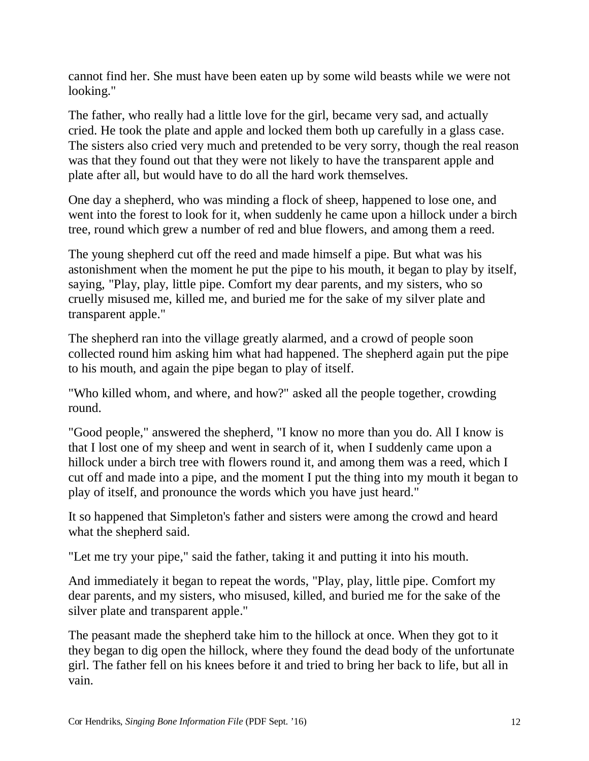cannot find her. She must have been eaten up by some wild beasts while we were not looking."

The father, who really had a little love for the girl, became very sad, and actually cried. He took the plate and apple and locked them both up carefully in a glass case. The sisters also cried very much and pretended to be very sorry, though the real reason was that they found out that they were not likely to have the transparent apple and plate after all, but would have to do all the hard work themselves.

One day a shepherd, who was minding a flock of sheep, happened to lose one, and went into the forest to look for it, when suddenly he came upon a hillock under a birch tree, round which grew a number of red and blue flowers, and among them a reed.

The young shepherd cut off the reed and made himself a pipe. But what was his astonishment when the moment he put the pipe to his mouth, it began to play by itself, saying, "Play, play, little pipe. Comfort my dear parents, and my sisters, who so cruelly misused me, killed me, and buried me for the sake of my silver plate and transparent apple."

The shepherd ran into the village greatly alarmed, and a crowd of people soon collected round him asking him what had happened. The shepherd again put the pipe to his mouth, and again the pipe began to play of itself.

"Who killed whom, and where, and how?" asked all the people together, crowding round.

"Good people," answered the shepherd, "I know no more than you do. All I know is that I lost one of my sheep and went in search of it, when I suddenly came upon a hillock under a birch tree with flowers round it, and among them was a reed, which I cut off and made into a pipe, and the moment I put the thing into my mouth it began to play of itself, and pronounce the words which you have just heard."

It so happened that Simpleton's father and sisters were among the crowd and heard what the shepherd said.

"Let me try your pipe," said the father, taking it and putting it into his mouth.

And immediately it began to repeat the words, "Play, play, little pipe. Comfort my dear parents, and my sisters, who misused, killed, and buried me for the sake of the silver plate and transparent apple."

The peasant made the shepherd take him to the hillock at once. When they got to it they began to dig open the hillock, where they found the dead body of the unfortunate girl. The father fell on his knees before it and tried to bring her back to life, but all in vain.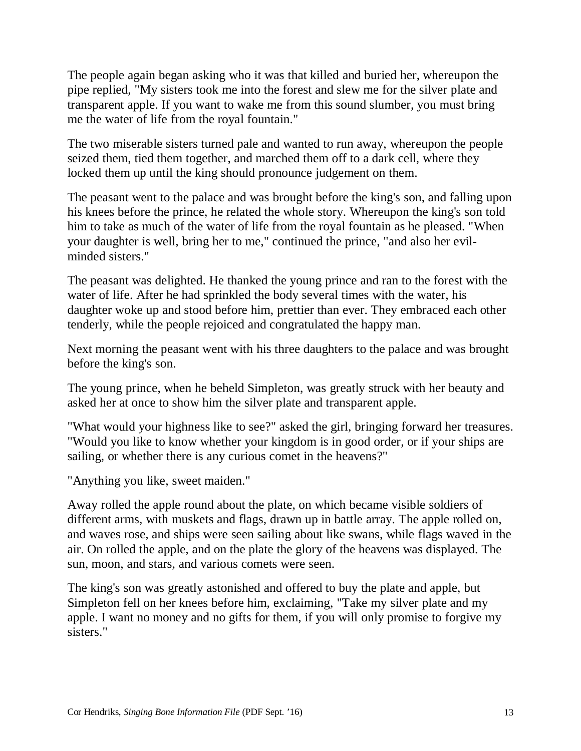The people again began asking who it was that killed and buried her, whereupon the pipe replied, "My sisters took me into the forest and slew me for the silver plate and transparent apple. If you want to wake me from this sound slumber, you must bring me the water of life from the royal fountain."

The two miserable sisters turned pale and wanted to run away, whereupon the people seized them, tied them together, and marched them off to a dark cell, where they locked them up until the king should pronounce judgement on them.

The peasant went to the palace and was brought before the king's son, and falling upon his knees before the prince, he related the whole story. Whereupon the king's son told him to take as much of the water of life from the royal fountain as he pleased. "When your daughter is well, bring her to me," continued the prince, "and also her evil-minded sisters."

The peasant was delighted. He thanked the young prince and ran to the forest with the water of life. After he had sprinkled the body several times with the water, his daughter woke up and stood before him, prettier than ever. They embraced each other tenderly, while the people rejoiced and congratulated the happy man.

Next morning the peasant went with his three daughters to the palace and was brought before the king's son.

The young prince, when he beheld Simpleton, was greatly struck with her beauty and asked her at once to show him the silver plate and transparent apple.

"What would your highness like to see?" asked the girl, bringing forward her treasures. "Would you like to know whether your kingdom is in good order, or if your ships are sailing, or whether there is any curious comet in the heavens?"

"Anything you like, sweet maiden."

Away rolled the apple round about the plate, on which became visible soldiers of different arms, with muskets and flags, drawn up in battle array. The apple rolled on, and waves rose, and ships were seen sailing about like swans, while flags waved in the air. On rolled the apple, and on the plate the glory of the heavens was displayed. The sun, moon, and stars, and various comets were seen.

The king's son was greatly astonished and offered to buy the plate and apple, but Simpleton fell on her knees before him, exclaiming, "Take my silver plate and my apple. I want no money and no gifts for them, if you will only promise to forgive my sisters."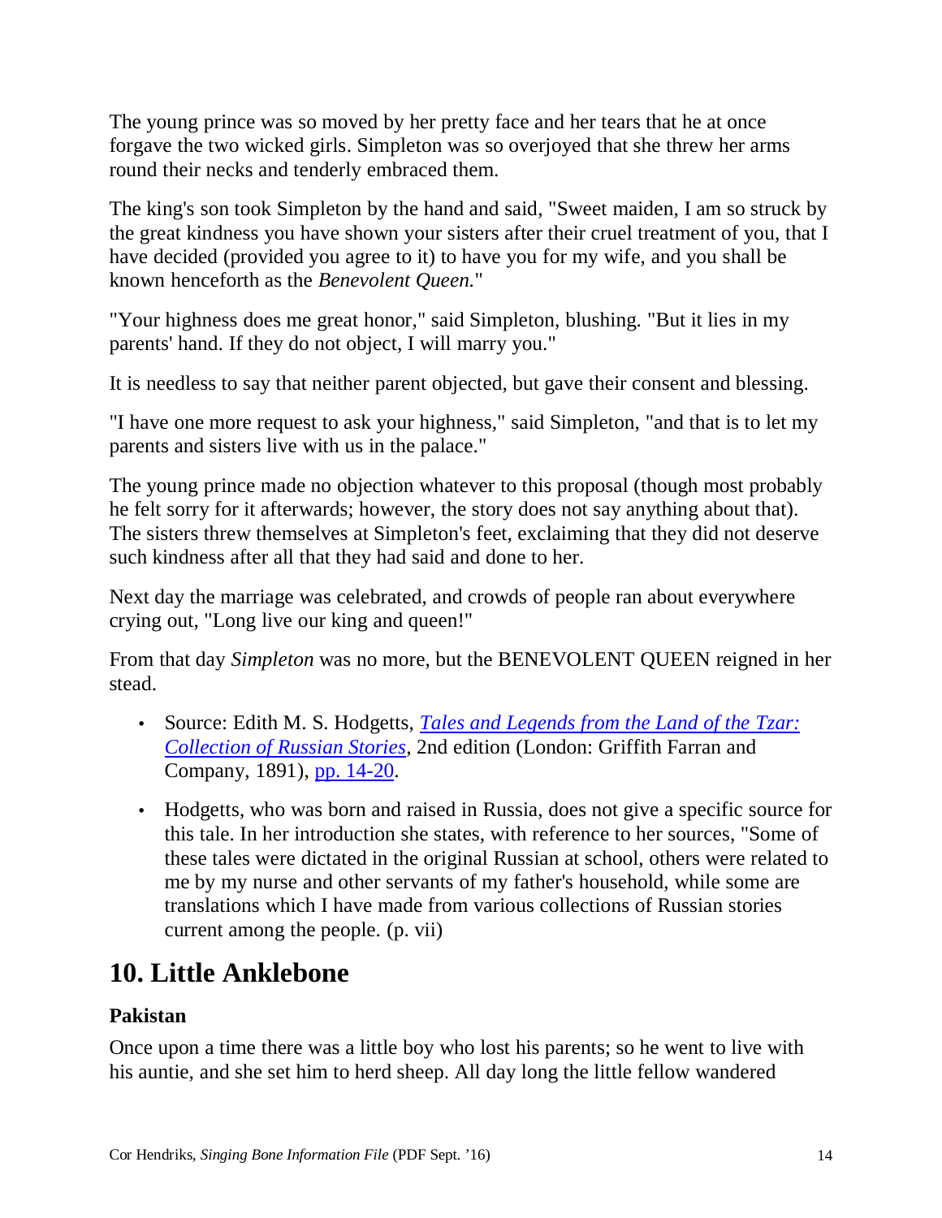The young prince was so moved by her pretty face and her tears that he at once forgave the two wicked girls. Simpleton was so overjoyed that she threw her arms round their necks and tenderly embraced them.

The king's son took Simpleton by the hand and said, "Sweet maiden, I am so struck by the great kindness you have shown your sisters after their cruel treatment of you, that I have decided (provided you agree to it) to have you for my wife, and you shall be known henceforth as the *Benevolent Queen.*"

"Your highness does me great honor," said Simpleton, blushing. "But it lies in my parents' hand. If they do not object, I will marry you."

It is needless to say that neither parent objected, but gave their consent and blessing.

"I have one more request to ask your highness," said Simpleton, "and that is to let my parents and sisters live with us in the palace."

The young prince made no objection whatever to this proposal (though most probably he felt sorry for it afterwards; however, the story does not say anything about that). The sisters threw themselves at Simpleton's feet, exclaiming that they did not deserve such kindness after all that they had said and done to her.

Next day the marriage was celebrated, and crowds of people ran about everywhere crying out, "Long live our king and queen!"

From that day *Simpleton* was no more, but the BENEVOLENT QUEEN reigned in her stead.

- Source: Edith M. S. Hodgetts, *Tales and Legends from the Land of the Tzar: Collection of Russian Stories*, 2nd edition (London: Griffith Farran and Company, 1891), pp. 14-20.
- Hodgetts, who was born and raised in Russia, does not give a specific source for this tale. In her introduction she states, with reference to her sources, "Some of these tales were dictated in the original Russian at school, others were related to me by my nurse and other servants of my father's household, while some are translations which I have made from various collections of Russian stories current among the people. (p. vii)

## 10. Little Anklebone

### Pakistan

Once upon a time there was a little boy who lost his parents; so he went to live with his auntie, and she set him to herd sheep. All day long the little fellow wandered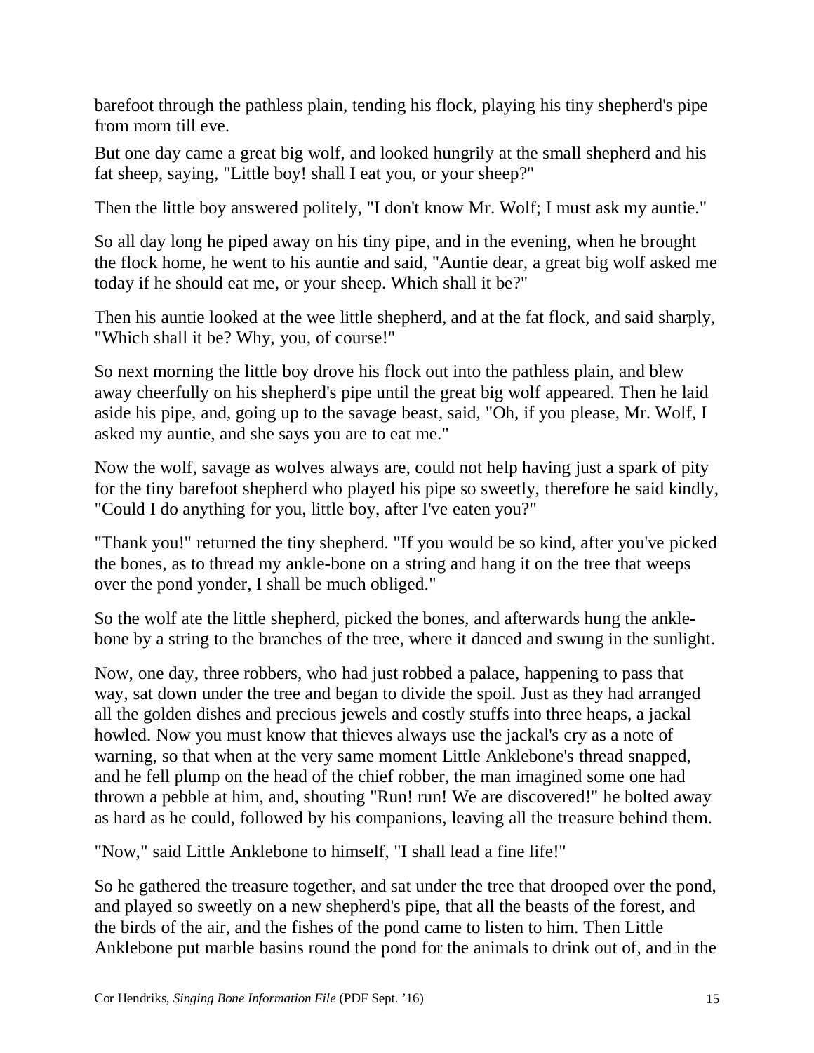barefoot through the pathless plain, tending his flock, playing his tiny shepherd's pipe from morn till eve.

But one day came a great big wolf, and looked hungrily at the small shepherd and his fat sheep, saying, "Little boy! shall I eat you, or your sheep?"

Then the little boy answered politely, "I don't know Mr. Wolf; I must ask my auntie."

So all day long he piped away on his tiny pipe, and in the evening, when he brought the flock home, he went to his auntie and said, "Auntie dear, a great big wolf asked me today if he should eat me, or your sheep. Which shall it be?"

Then his auntie looked at the wee little shepherd, and at the fat flock, and said sharply, "Which shall it be? Why, you, of course!"

So next morning the little boy drove his flock out into the pathless plain, and blew away cheerfully on his shepherd's pipe until the great big wolf appeared. Then he laid aside his pipe, and, going up to the savage beast, said, "Oh, if you please, Mr. Wolf, I asked my auntie, and she says you are to eat me."

Now the wolf, savage as wolves always are, could not help having just a spark of pity for the tiny barefoot shepherd who played his pipe so sweetly, therefore he said kindly, "Could I do anything for you, little boy, after I've eaten you?"

"Thank you!" returned the tiny shepherd. "If you would be so kind, after you've picked the bones, as to thread my ankle-bone on a string and hang it on the tree that weeps over the pond yonder, I shall be much obliged."

So the wolf ate the little shepherd, picked the bones, and afterwards hung the ankle-bone by a string to the branches of the tree, where it danced and swung in the sunlight.

Now, one day, three robbers, who had just robbed a palace, happening to pass that way, sat down under the tree and began to divide the spoil. Just as they had arranged all the golden dishes and precious jewels and costly stuffs into three heaps, a jackal howled. Now you must know that thieves always use the jackal's cry as a note of warning, so that when at the very same moment Little Anklebone's thread snapped, and he fell plump on the head of the chief robber, the man imagined some one had thrown a pebble at him, and, shouting "Run! run! We are discovered!" he bolted away as hard as he could, followed by his companions, leaving all the treasure behind them.

"Now," said Little Anklebone to himself, "I shall lead a fine life!"

So he gathered the treasure together, and sat under the tree that drooped over the pond, and played so sweetly on a new shepherd's pipe, that all the beasts of the forest, and the birds of the air, and the fishes of the pond came to listen to him. Then Little Anklebone put marble basins round the pond for the animals to drink out of, and in the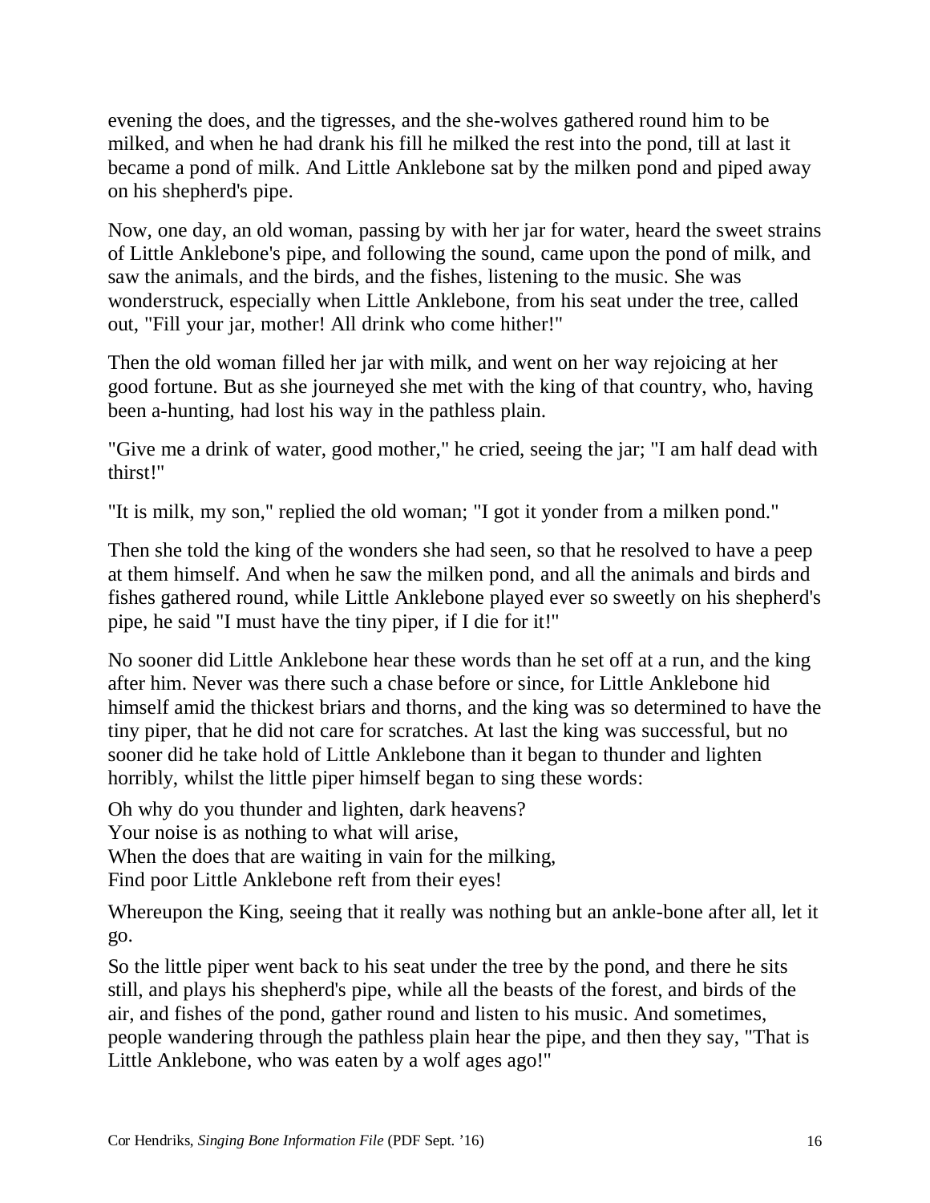evening the does, and the tigresses, and the she-wolves gathered round him to be milked, and when he had drank his fill he milked the rest into the pond, till at last it became a pond of milk. And Little Anklebone sat by the milken pond and piped away on his shepherd's pipe.

Now, one day, an old woman, passing by with her jar for water, heard the sweet strains of Little Anklebone's pipe, and following the sound, came upon the pond of milk, and saw the animals, and the birds, and the fishes, listening to the music. She was wonderstruck, especially when Little Anklebone, from his seat under the tree, called out, "Fill your jar, mother! All drink who come hither!"

Then the old woman filled her jar with milk, and went on her way rejoicing at her good fortune. But as she journeyed she met with the king of that country, who, having been a-hunting, had lost his way in the pathless plain.

"Give me a drink of water, good mother," he cried, seeing the jar; "I am half dead with thirst!"

"It is milk, my son," replied the old woman; "I got it yonder from a milken pond."

Then she told the king of the wonders she had seen, so that he resolved to have a peep at them himself. And when he saw the milken pond, and all the animals and birds and fishes gathered round, while Little Anklebone played ever so sweetly on his shepherd's pipe, he said "I must have the tiny piper, if I die for it!"

No sooner did Little Anklebone hear these words than he set off at a run, and the king after him. Never was there such a chase before or since, for Little Anklebone hid himself amid the thickest briars and thorns, and the king was so determined to have the tiny piper, that he did not care for scratches. At last the king was successful, but no sooner did he take hold of Little Anklebone than it began to thunder and lighten horribly, whilst the little piper himself began to sing these words:

Oh why do you thunder and lighten, dark heavens?  
Your noise is as nothing to what will arise,  
When the does that are waiting in vain for the milking,  
Find poor Little Anklebone reft from their eyes!

Whereupon the King, seeing that it really was nothing but an ankle-bone after all, let it go.

So the little piper went back to his seat under the tree by the pond, and there he sits still, and plays his shepherd's pipe, while all the beasts of the forest, and birds of the air, and fishes of the pond, gather round and listen to his music. And sometimes, people wandering through the pathless plain hear the pipe, and then they say, "That is Little Anklebone, who was eaten by a wolf ages ago!"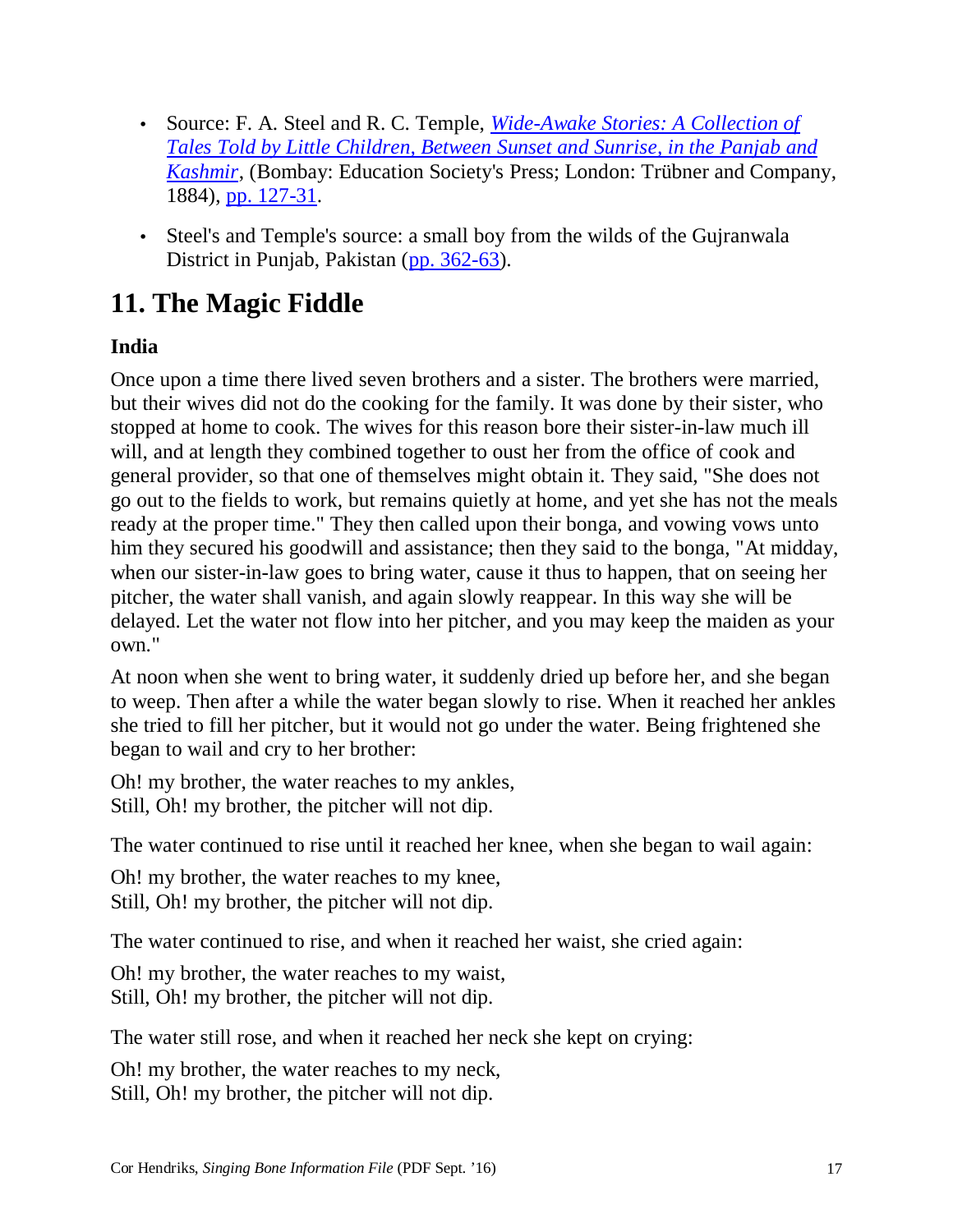- Source: F. A. Steel and R. C. Temple, *Wide-Awake Stories: A Collection of Tales Told by Little Children, Between Sunset and Sunrise, in the Panjab and Kashmir*, (Bombay: Education Society's Press; London: Trübner and Company, 1884), pp. 127-31.
- Steel's and Temple's source: a small boy from the wilds of the Gujranwala District in Punjab, Pakistan (pp. 362-63).

## 11. The Magic Fiddle

### India

Once upon a time there lived seven brothers and a sister. The brothers were married, but their wives did not do the cooking for the family. It was done by their sister, who stopped at home to cook. The wives for this reason bore their sister-in-law much ill will, and at length they combined together to oust her from the office of cook and general provider, so that one of themselves might obtain it. They said, "She does not go out to the fields to work, but remains quietly at home, and yet she has not the meals ready at the proper time." They then called upon their bonga, and vowing vows unto him they secured his goodwill and assistance; then they said to the bonga, "At midday, when our sister-in-law goes to bring water, cause it thus to happen, that on seeing her pitcher, the water shall vanish, and again slowly reappear. In this way she will be delayed. Let the water not flow into her pitcher, and you may keep the maiden as your own."

At noon when she went to bring water, it suddenly dried up before her, and she began to weep. Then after a while the water began slowly to rise. When it reached her ankles she tried to fill her pitcher, but it would not go under the water. Being frightened she began to wail and cry to her brother:

Oh! my brother, the water reaches to my ankles,
Still, Oh! my brother, the pitcher will not dip.

The water continued to rise until it reached her knee, when she began to wail again:

Oh! my brother, the water reaches to my knee,
Still, Oh! my brother, the pitcher will not dip.

The water continued to rise, and when it reached her waist, she cried again:

Oh! my brother, the water reaches to my waist,
Still, Oh! my brother, the pitcher will not dip.

The water still rose, and when it reached her neck she kept on crying:

Oh! my brother, the water reaches to my neck,
Still, Oh! my brother, the pitcher will not dip.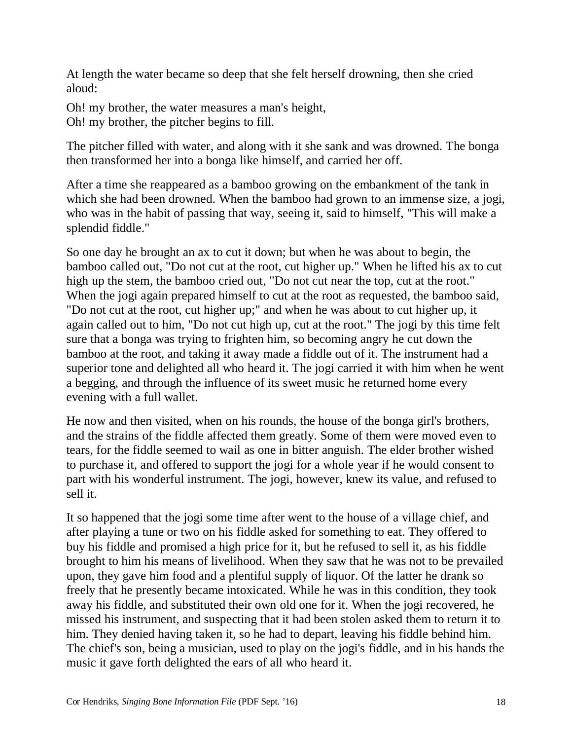At length the water became so deep that she felt herself drowning, then she cried aloud:

Oh! my brother, the water measures a man's height,
Oh! my brother, the pitcher begins to fill.

The pitcher filled with water, and along with it she sank and was drowned. The bonga then transformed her into a bonga like himself, and carried her off.

After a time she reappeared as a bamboo growing on the embankment of the tank in which she had been drowned. When the bamboo had grown to an immense size, a jogi, who was in the habit of passing that way, seeing it, said to himself, "This will make a splendid fiddle."

So one day he brought an ax to cut it down; but when he was about to begin, the bamboo called out, "Do not cut at the root, cut higher up." When he lifted his ax to cut high up the stem, the bamboo cried out, "Do not cut near the top, cut at the root." When the jogi again prepared himself to cut at the root as requested, the bamboo said, "Do not cut at the root, cut higher up;" and when he was about to cut higher up, it again called out to him, "Do not cut high up, cut at the root." The jogi by this time felt sure that a bonga was trying to frighten him, so becoming angry he cut down the bamboo at the root, and taking it away made a fiddle out of it. The instrument had a superior tone and delighted all who heard it. The jogi carried it with him when he went a begging, and through the influence of its sweet music he returned home every evening with a full wallet.

He now and then visited, when on his rounds, the house of the bonga girl's brothers, and the strains of the fiddle affected them greatly. Some of them were moved even to tears, for the fiddle seemed to wail as one in bitter anguish. The elder brother wished to purchase it, and offered to support the jogi for a whole year if he would consent to part with his wonderful instrument. The jogi, however, knew its value, and refused to sell it.

It so happened that the jogi some time after went to the house of a village chief, and after playing a tune or two on his fiddle asked for something to eat. They offered to buy his fiddle and promised a high price for it, but he refused to sell it, as his fiddle brought to him his means of livelihood. When they saw that he was not to be prevailed upon, they gave him food and a plentiful supply of liquor. Of the latter he drank so freely that he presently became intoxicated. While he was in this condition, they took away his fiddle, and substituted their own old one for it. When the jogi recovered, he missed his instrument, and suspecting that it had been stolen asked them to return it to him. They denied having taken it, so he had to depart, leaving his fiddle behind him. The chief's son, being a musician, used to play on the jogi's fiddle, and in his hands the music it gave forth delighted the ears of all who heard it.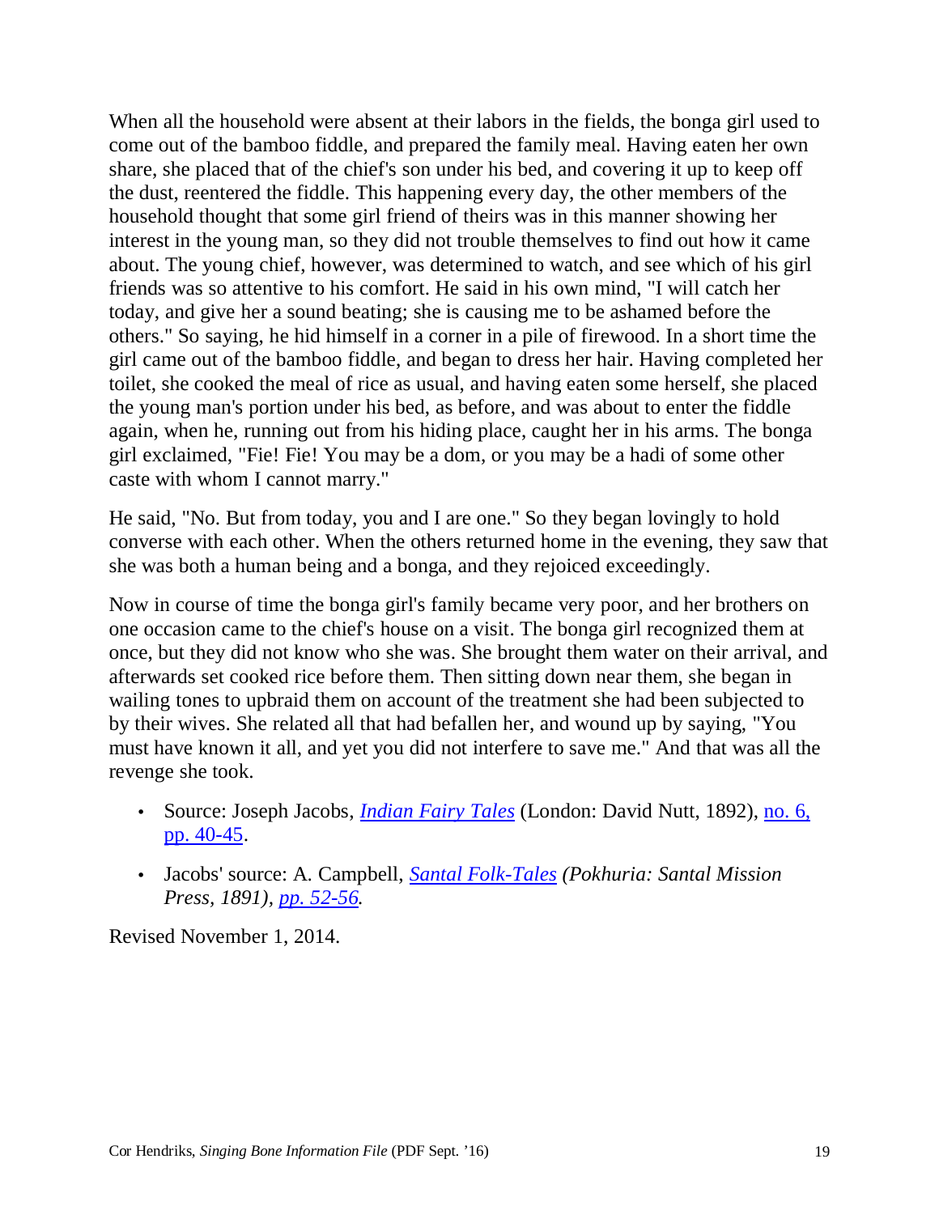When all the household were absent at their labors in the fields, the bonga girl used to come out of the bamboo fiddle, and prepared the family meal. Having eaten her own share, she placed that of the chief's son under his bed, and covering it up to keep off the dust, reentered the fiddle. This happening every day, the other members of the household thought that some girl friend of theirs was in this manner showing her interest in the young man, so they did not trouble themselves to find out how it came about. The young chief, however, was determined to watch, and see which of his girl friends was so attentive to his comfort. He said in his own mind, "I will catch her today, and give her a sound beating; she is causing me to be ashamed before the others." So saying, he hid himself in a corner in a pile of firewood. In a short time the girl came out of the bamboo fiddle, and began to dress her hair. Having completed her toilet, she cooked the meal of rice as usual, and having eaten some herself, she placed the young man's portion under his bed, as before, and was about to enter the fiddle again, when he, running out from his hiding place, caught her in his arms. The bonga girl exclaimed, "Fie! Fie! You may be a dom, or you may be a hadi of some other caste with whom I cannot marry."

He said, "No. But from today, you and I are one." So they began lovingly to hold converse with each other. When the others returned home in the evening, they saw that she was both a human being and a bonga, and they rejoiced exceedingly.

Now in course of time the bonga girl's family became very poor, and her brothers on one occasion came to the chief's house on a visit. The bonga girl recognized them at once, but they did not know who she was. She brought them water on their arrival, and afterwards set cooked rice before them. Then sitting down near them, she began in wailing tones to upbraid them on account of the treatment she had been subjected to by their wives. She related all that had befallen her, and wound up by saying, "You must have known it all, and yet you did not interfere to save me." And that was all the revenge she took.

- Source: Joseph Jacobs, *Indian Fairy Tales* (London: David Nutt, 1892), no. 6, pp. 40-45.
- Jacobs' source: A. Campbell, *Santal Folk-Tales (Pokhuria: Santal Mission Press, 1891), pp. 52-56.*

Revised November 1, 2014.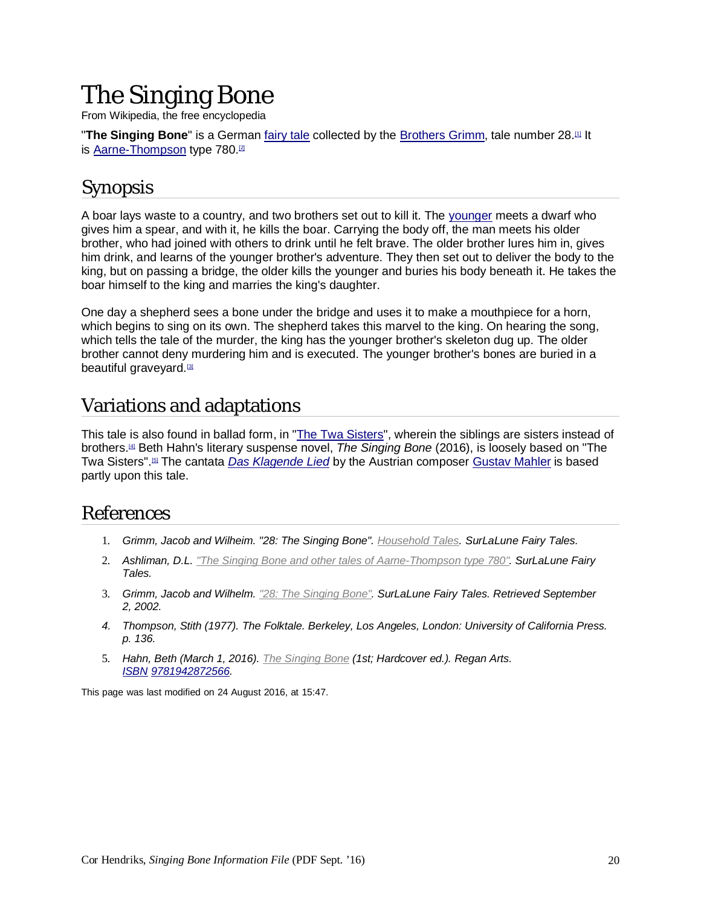# The Singing Bone

From Wikipedia, the free encyclopedia

"**The Singing Bone**" is a German fairy tale collected by the Brothers Grimm, tale number 28.[1] It is Aarne-Thompson type 780.[2]

## Synopsis

A boar lays waste to a country, and two brothers set out to kill it. The younger meets a dwarf who gives him a spear, and with it, he kills the boar. Carrying the body off, the man meets his older brother, who had joined with others to drink until he felt brave. The older brother lures him in, gives him drink, and learns of the younger brother's adventure. They then set out to deliver the body to the king, but on passing a bridge, the older kills the younger and buries his body beneath it. He takes the boar himself to the king and marries the king's daughter.

One day a shepherd sees a bone under the bridge and uses it to make a mouthpiece for a horn, which begins to sing on its own. The shepherd takes this marvel to the king. On hearing the song, which tells the tale of the murder, the king has the younger brother's skeleton dug up. The older brother cannot deny murdering him and is executed. The younger brother's bones are buried in a beautiful graveyard.[3]

## Variations and adaptations

This tale is also found in ballad form, in "The Twa Sisters", wherein the siblings are sisters instead of brothers.[4] Beth Hahn's literary suspense novel, *The Singing Bone* (2016), is loosely based on "The Twa Sisters".[5] The cantata *Das Klagende Lied* by the Austrian composer Gustav Mahler is based partly upon this tale.

## References

1. *Grimm, Jacob and Wilheim. "28: The Singing Bone". Household Tales. SurLaLune Fairy Tales.*
2. *Ashliman, D.L. "The Singing Bone and other tales of Aarne-Thompson type 780". SurLaLune Fairy Tales.*
3. *Grimm, Jacob and Wilhelm. "28: The Singing Bone". SurLaLune Fairy Tales. Retrieved September 2, 2002.*
4. *Thompson, Stith (1977). The Folktale. Berkeley, Los Angeles, London: University of California Press. p. 136.*
5. *Hahn, Beth (March 1, 2016). The Singing Bone (1st; Hardcover ed.). Regan Arts. ISBN 9781942872566.*

This page was last modified on 24 August 2016, at 15:47.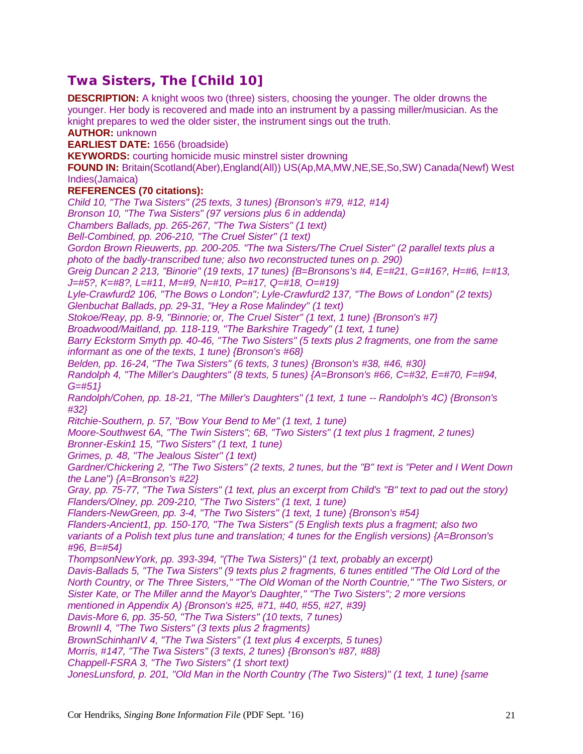## Twa Sisters, The [Child 10]

**DESCRIPTION:** A knight woos two (three) sisters, choosing the younger. The older drowns the younger. Her body is recovered and made into an instrument by a passing miller/musician. As the knight prepares to wed the older sister, the instrument sings out the truth.
**AUTHOR:** unknown
**EARLIEST DATE:** 1656 (broadside)
**KEYWORDS:** courting homicide music minstrel sister drowning
**FOUND IN:** Britain(Scotland(Aber),England(All)) US(Ap,MA,MW,NE,SE,So,SW) Canada(Newf) West Indies(Jamaica)
**REFERENCES (70 citations):**
*Child 10, "The Twa Sisters" (25 texts, 3 tunes) {Bronson's #79, #12, #14}*
*Bronson 10, "The Twa Sisters" (97 versions plus 6 in addenda)*
*Chambers Ballads, pp. 265-267, "The Twa Sisters" (1 text)*
*Bell-Combined, pp. 206-210, "The Cruel Sister" (1 text)*
*Gordon Brown Rieuwerts, pp. 200-205. "The twa Sisters/The Cruel Sister" (2 parallel texts plus a photo of the badly-transcribed tune; also two reconstructed tunes on p. 290)*
*Greig Duncan 2 213, "Binorie" (19 texts, 17 tunes) {B=Bronsons's #4, E=#21, G=#16?, H=#6, I=#13, J=#5?, K=#8?, L=#11, M=#9, N=#10, P=#17, Q=#18, O=#19}*
*Lyle-Crawfurd2 106, "The Bows o London"; Lyle-Crawfurd2 137, "The Bows of London" (2 texts)*
*Glenbuchat Ballads, pp. 29-31, "Hey a Rose Malindey" (1 text)*
*Stokoe/Reay, pp. 8-9, "Binnorie; or, The Cruel Sister" (1 text, 1 tune) {Bronson's #7}*
*Broadwood/Maitland, pp. 118-119, "The Barkshire Tragedy" (1 text, 1 tune)*
*Barry Eckstorm Smyth pp. 40-46, "The Two Sisters" (5 texts plus 2 fragments, one from the same informant as one of the texts, 1 tune) {Bronson's #68}*
*Belden, pp. 16-24, "The Twa Sisters" (6 texts, 3 tunes) {Bronson's #38, #46, #30}*
*Randolph 4, "The Miller's Daughters" (8 texts, 5 tunes) {A=Bronson's #66, C=#32, E=#70, F=#94, G=#51}*
*Randolph/Cohen, pp. 18-21, "The Miller's Daughters" (1 text, 1 tune -- Randolph's 4C) {Bronson's #32}*
*Ritchie-Southern, p. 57, "Bow Your Bend to Me" (1 text, 1 tune)*
*Moore-Southwest 6A, "The Twin Sisters"; 6B, "Two Sisters" (1 text plus 1 fragment, 2 tunes)*
*Bronner-Eskin1 15, "Two Sisters" (1 text, 1 tune)*
*Grimes, p. 48, "The Jealous Sister" (1 text)*
*Gardner/Chickering 2, "The Two Sisters" (2 texts, 2 tunes, but the "B" text is "Peter and I Went Down the Lane") {A=Bronson's #22}*
*Gray, pp. 75-77, "The Twa Sisters" (1 text, plus an excerpt from Child's "B" text to pad out the story)*
*Flanders/Olney, pp. 209-210, "The Two Sisters" (1 text, 1 tune)*
*Flanders-NewGreen, pp. 3-4, "The Two Sisters" (1 text, 1 tune) {Bronson's #54}*
*Flanders-Ancient1, pp. 150-170, "The Twa Sisters" (5 English texts plus a fragment; also two variants of a Polish text plus tune and translation; 4 tunes for the English versions) {A=Bronson's #96, B=#54}*
*ThompsonNewYork, pp. 393-394, "(The Twa Sisters)" (1 text, probably an excerpt)*
*Davis-Ballads 5, "The Twa Sisters" (9 texts plus 2 fragments, 6 tunes entitled "The Old Lord of the North Country, or The Three Sisters," "The Old Woman of the North Countrie," "The Two Sisters, or Sister Kate, or The Miller annd the Mayor's Daughter," "The Two Sisters"; 2 more versions mentioned in Appendix A) {Bronson's #25, #71, #40, #55, #27, #39}*
*Davis-More 6, pp. 35-50, "The Twa Sisters" (10 texts, 7 tunes)*
*BrownII 4, "The Two Sisters" (3 texts plus 2 fragments)*
*BrownSchinhanIV 4, "The Twa Sisters" (1 text plus 4 excerpts, 5 tunes)*
*Morris, #147, "The Twa Sisters" (3 texts, 2 tunes) {Bronson's #87, #88}*
*Chappell-FSRA 3, "The Two Sisters" (1 short text)*
*JonesLunsford, p. 201, "Old Man in the North Country (The Two Sisters)" (1 text, 1 tune) {same*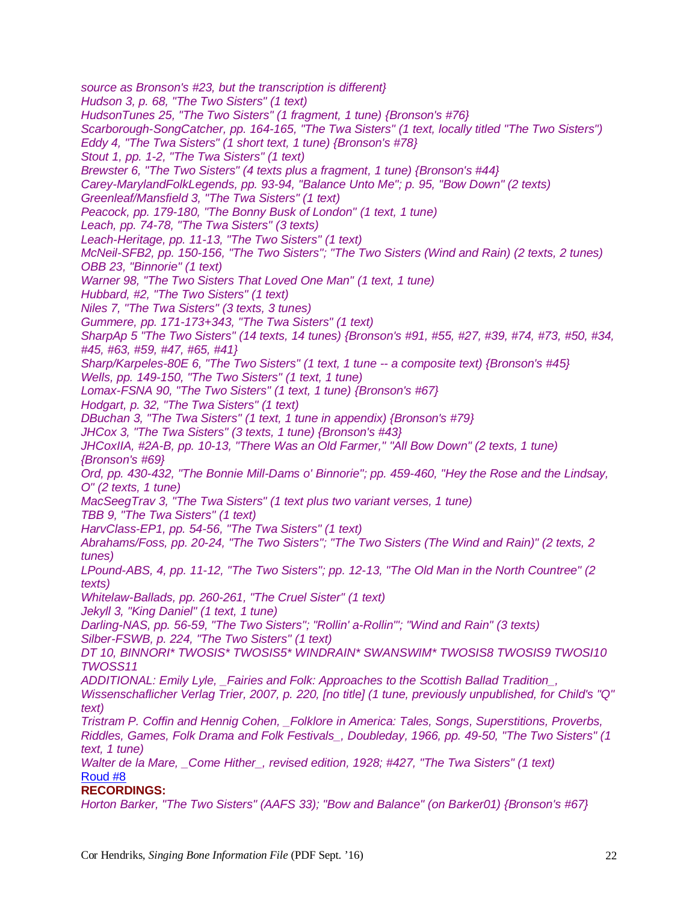*source as Bronson's #23, but the transcription is different}*
*Hudson 3, p. 68, "The Two Sisters" (1 text)*
*HudsonTunes 25, "The Two Sisters" (1 fragment, 1 tune) {Bronson's #76}*
*Scarborough-SongCatcher, pp. 164-165, "The Twa Sisters" (1 text, locally titled "The Two Sisters")*
*Eddy 4, "The Twa Sisters" (1 short text, 1 tune) {Bronson's #78}*
*Stout 1, pp. 1-2, "The Twa Sisters" (1 text)*
*Brewster 6, "The Two Sisters" (4 texts plus a fragment, 1 tune) {Bronson's #44}*
*Carey-MarylandFolkLegends, pp. 93-94, "Balance Unto Me"; p. 95, "Bow Down" (2 texts)*
*Greenleaf/Mansfield 3, "The Twa Sisters" (1 text)*
*Peacock, pp. 179-180, "The Bonny Busk of London" (1 text, 1 tune)*
*Leach, pp. 74-78, "The Twa Sisters" (3 texts)*
*Leach-Heritage, pp. 11-13, "The Two Sisters" (1 text)*
*McNeil-SFB2, pp. 150-156, "The Two Sisters"; "The Two Sisters (Wind and Rain) (2 texts, 2 tunes)*
*OBB 23, "Binnorie" (1 text)*
*Warner 98, "The Two Sisters That Loved One Man" (1 text, 1 tune)*
*Hubbard, #2, "The Two Sisters" (1 text)*
*Niles 7, "The Twa Sisters" (3 texts, 3 tunes)*
*Gummere, pp. 171-173+343, "The Twa Sisters" (1 text)*
*SharpAp 5 "The Two Sisters" (14 texts, 14 tunes) {Bronson's #91, #55, #27, #39, #74, #73, #50, #34, #45, #63, #59, #47, #65, #41}*
*Sharp/Karpeles-80E 6, "The Two Sisters" (1 text, 1 tune -- a composite text) {Bronson's #45}*
*Wells, pp. 149-150, "The Two Sisters" (1 text, 1 tune)*
*Lomax-FSNA 90, "The Two Sisters" (1 text, 1 tune) {Bronson's #67}*
*Hodgart, p. 32, "The Twa Sisters" (1 text)*
*DBuchan 3, "The Twa Sisters" (1 text, 1 tune in appendix) {Bronson's #79}*
*JHCox 3, "The Twa Sisters" (3 texts, 1 tune) {Bronson's #43}*
*JHCoxIIA, #2A-B, pp. 10-13, "There Was an Old Farmer," "All Bow Down" (2 texts, 1 tune) {Bronson's #69}*
*Ord, pp. 430-432, "The Bonnie Mill-Dams o' Binnorie"; pp. 459-460, "Hey the Rose and the Lindsay, O" (2 texts, 1 tune)*
*MacSeegTrav 3, "The Twa Sisters" (1 text plus two variant verses, 1 tune)*
*TBB 9, "The Twa Sisters" (1 text)*
*HarvClass-EP1, pp. 54-56, "The Twa Sisters" (1 text)*
*Abrahams/Foss, pp. 20-24, "The Two Sisters"; "The Two Sisters (The Wind and Rain)" (2 texts, 2 tunes)*
*LPound-ABS, 4, pp. 11-12, "The Two Sisters"; pp. 12-13, "The Old Man in the North Countree" (2 texts)*
*Whitelaw-Ballads, pp. 260-261, "The Cruel Sister" (1 text)*
*Jekyll 3, "King Daniel" (1 text, 1 tune)*
*Darling-NAS, pp. 56-59, "The Two Sisters"; "Rollin' a-Rollin'"; "Wind and Rain" (3 texts)*
*Silber-FSWB, p. 224, "The Two Sisters" (1 text)*
*DT 10, BINNORI* TWOSIS* TWOSIS5* WINDRAIN* SWANSWIM* TWOSIS8 TWOSIS9 TWOSI10 TWOSS11*
*ADDITIONAL: Emily Lyle, _Fairies and Folk: Approaches to the Scottish Ballad Tradition_, Wissenschaflicher Verlag Trier, 2007, p. 220, [no title] (1 tune, previously unpublished, for Child's "Q" text)*
*Tristram P. Coffin and Hennig Cohen, _Folklore in America: Tales, Songs, Superstitions, Proverbs, Riddles, Games, Folk Drama and Folk Festivals_, Doubleday, 1966, pp. 49-50, "The Two Sisters" (1 text, 1 tune)*
*Walter de la Mare, _Come Hither_, revised edition, 1928; #427, "The Twa Sisters" (1 text)*
Roud #8

**RECORDINGS:**

*Horton Barker, "The Two Sisters" (AAFS 33); "Bow and Balance" (on Barker01) {Bronson's #67}*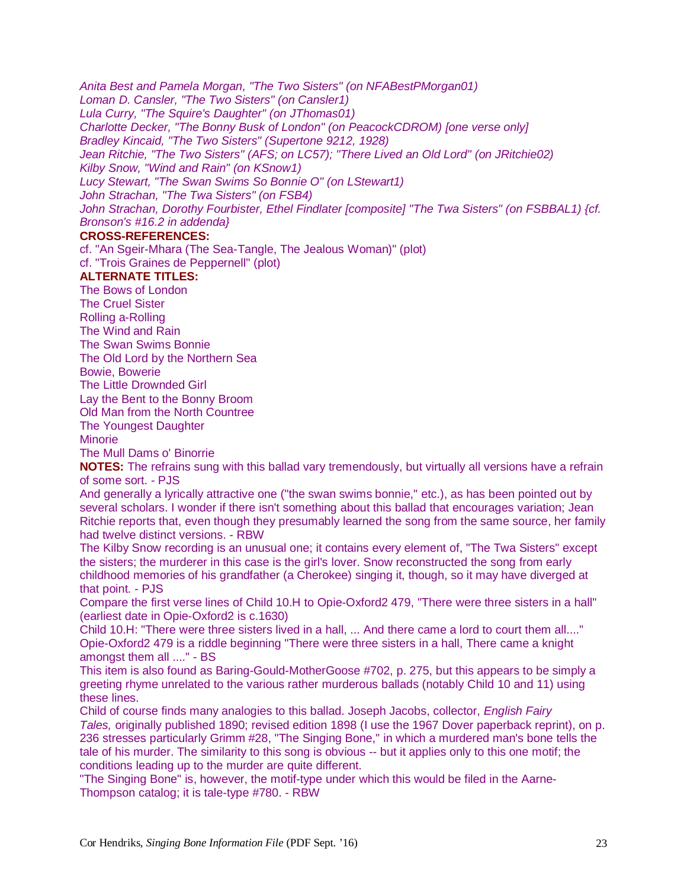*Anita Best and Pamela Morgan, "The Two Sisters" (on NFABestPMorgan01)*
*Loman D. Cansler, "The Two Sisters" (on Cansler1)*
*Lula Curry, "The Squire's Daughter" (on JThomas01)*
*Charlotte Decker, "The Bonny Busk of London" (on PeacockCDROM) [one verse only]*
*Bradley Kincaid, "The Two Sisters" (Supertone 9212, 1928)*
*Jean Ritchie, "The Two Sisters" (AFS; on LC57); "There Lived an Old Lord" (on JRitchie02)*
*Kilby Snow, "Wind and Rain" (on KSnow1)*
*Lucy Stewart, "The Swan Swims So Bonnie O" (on LStewart1)*
*John Strachan, "The Twa Sisters" (on FSB4)*
*John Strachan, Dorothy Fourbister, Ethel Findlater [composite] "The Twa Sisters" (on FSBBAL1) {cf. Bronson's #16.2 in addenda}*

**CROSS-REFERENCES:**
cf. "An Sgeir-Mhara (The Sea-Tangle, The Jealous Woman)" (plot)
cf. "Trois Graines de Peppernell" (plot)

**ALTERNATE TITLES:**
The Bows of London
The Cruel Sister
Rolling a-Rolling
The Wind and Rain
The Swan Swims Bonnie
The Old Lord by the Northern Sea
Bowie, Bowerie
The Little Drownded Girl
Lay the Bent to the Bonny Broom
Old Man from the North Countree
The Youngest Daughter
Minorie
The Mull Dams o' Binorrie

**NOTES:** The refrains sung with this ballad vary tremendously, but virtually all versions have a refrain of some sort. - PJS
And generally a lyrically attractive one ("the swan swims bonnie," etc.), as has been pointed out by several scholars. I wonder if there isn't something about this ballad that encourages variation; Jean Ritchie reports that, even though they presumably learned the song from the same source, her family had twelve distinct versions. - RBW
The Kilby Snow recording is an unusual one; it contains every element of, "The Twa Sisters" except the sisters; the murderer in this case is the girl's lover. Snow reconstructed the song from early childhood memories of his grandfather (a Cherokee) singing it, though, so it may have diverged at that point. - PJS
Compare the first verse lines of Child 10.H to Opie-Oxford2 479, "There were three sisters in a hall" (earliest date in Opie-Oxford2 is c.1630)
Child 10.H: "There were three sisters lived in a hall, ... And there came a lord to court them all...." Opie-Oxford2 479 is a riddle beginning "There were three sisters in a hall, There came a knight amongst them all ...." - BS
This item is also found as Baring-Gould-MotherGoose #702, p. 275, but this appears to be simply a greeting rhyme unrelated to the various rather murderous ballads (notably Child 10 and 11) using these lines.
Child of course finds many analogies to this ballad. Joseph Jacobs, collector, *English Fairy Tales,* originally published 1890; revised edition 1898 (I use the 1967 Dover paperback reprint), on p. 236 stresses particularly Grimm #28, "The Singing Bone," in which a murdered man's bone tells the tale of his murder. The similarity to this song is obvious -- but it applies only to this one motif; the conditions leading up to the murder are quite different.
"The Singing Bone" is, however, the motif-type under which this would be filed in the Aarne-Thompson catalog; it is tale-type #780. - RBW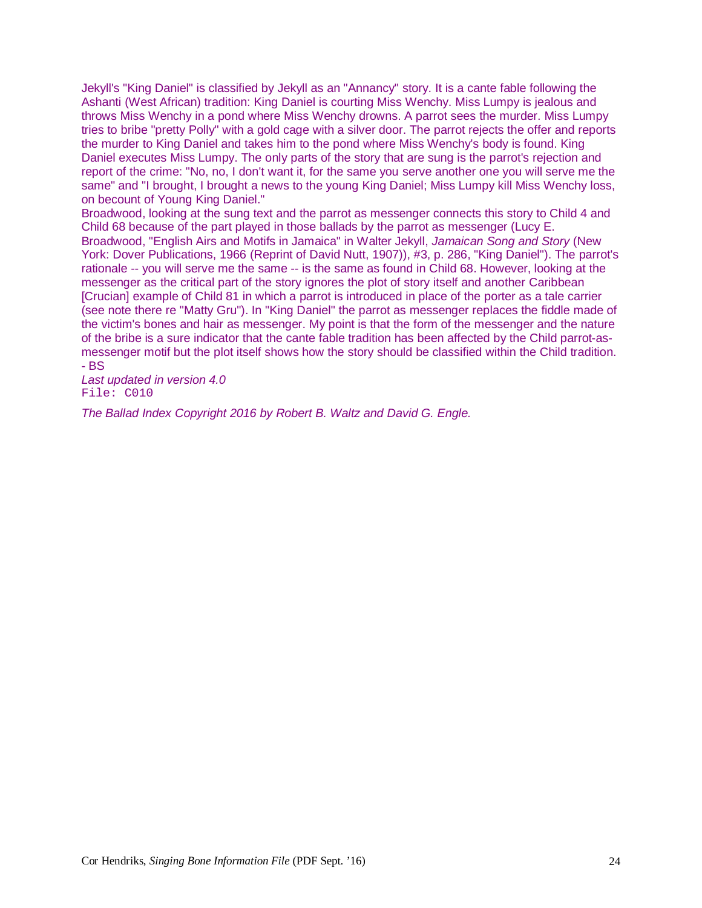Jekyll's "King Daniel" is classified by Jekyll as an "Annancy" story. It is a cante fable following the Ashanti (West African) tradition: King Daniel is courting Miss Wenchy. Miss Lumpy is jealous and throws Miss Wenchy in a pond where Miss Wenchy drowns. A parrot sees the murder. Miss Lumpy tries to bribe "pretty Polly" with a gold cage with a silver door. The parrot rejects the offer and reports the murder to King Daniel and takes him to the pond where Miss Wenchy's body is found. King Daniel executes Miss Lumpy. The only parts of the story that are sung is the parrot's rejection and report of the crime: "No, no, I don't want it, for the same you serve another one you will serve me the same" and "I brought, I brought a news to the young King Daniel; Miss Lumpy kill Miss Wenchy loss, on becount of Young King Daniel."

Broadwood, looking at the sung text and the parrot as messenger connects this story to Child 4 and Child 68 because of the part played in those ballads by the parrot as messenger (Lucy E. Broadwood, "English Airs and Motifs in Jamaica" in Walter Jekyll, *Jamaican Song and Story* (New York: Dover Publications, 1966 (Reprint of David Nutt, 1907)), #3, p. 286, "King Daniel"). The parrot's rationale -- you will serve me the same -- is the same as found in Child 68. However, looking at the messenger as the critical part of the story ignores the plot of story itself and another Caribbean [Crucian] example of Child 81 in which a parrot is introduced in place of the porter as a tale carrier (see note there re "Matty Gru"). In "King Daniel" the parrot as messenger replaces the fiddle made of the victim's bones and hair as messenger. My point is that the form of the messenger and the nature of the bribe is a sure indicator that the cante fable tradition has been affected by the Child parrot-as-messenger motif but the plot itself shows how the story should be classified within the Child tradition. - BS

*Last updated in version 4.0*

File: C010

*The Ballad Index Copyright 2016 by Robert B. Waltz and David G. Engle.*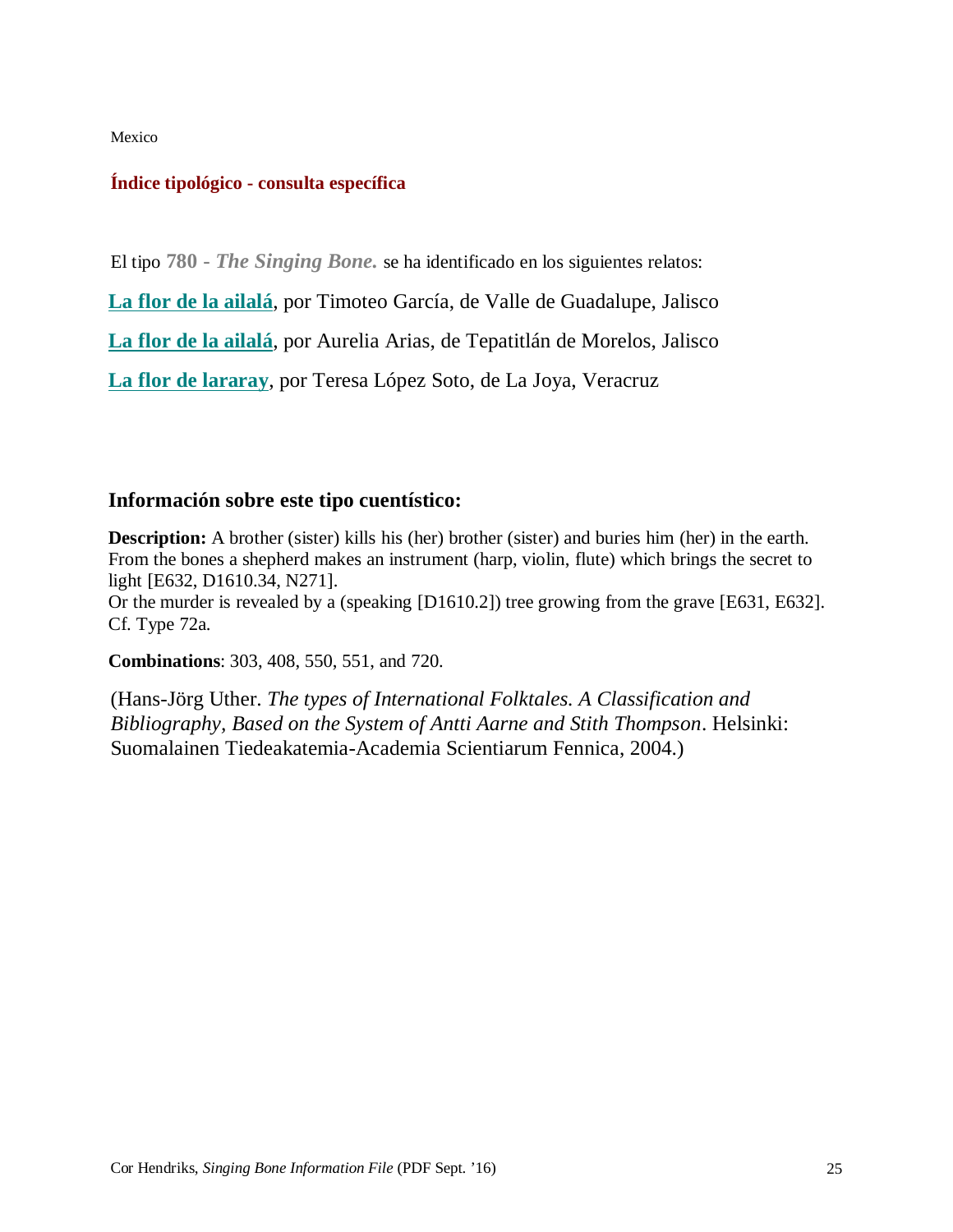Mexico

**Índice tipológico - consulta específica**

El tipo **780** - ***The Singing Bone.*** se ha identificado en los siguientes relatos:

**La flor de la ailalá**, por Timoteo García, de Valle de Guadalupe, Jalisco

**La flor de la ailalá**, por Aurelia Arias, de Tepatitlán de Morelos, Jalisco

**La flor de lararay**, por Teresa López Soto, de La Joya, Veracruz

## Información sobre este tipo cuentístico:

**Description:** A brother (sister) kills his (her) brother (sister) and buries him (her) in the earth. From the bones a shepherd makes an instrument (harp, violin, flute) which brings the secret to light [E632, D1610.34, N271].
Or the murder is revealed by a (speaking [D1610.2]) tree growing from the grave [E631, E632]. Cf. Type 72a.

**Combinations**: 303, 408, 550, 551, and 720.

(Hans-Jörg Uther. *The types of International Folktales. A Classification and Bibliography, Based on the System of Antti Aarne and Stith Thompson*. Helsinki: Suomalainen Tiedeakatemia-Academia Scientiarum Fennica, 2004.)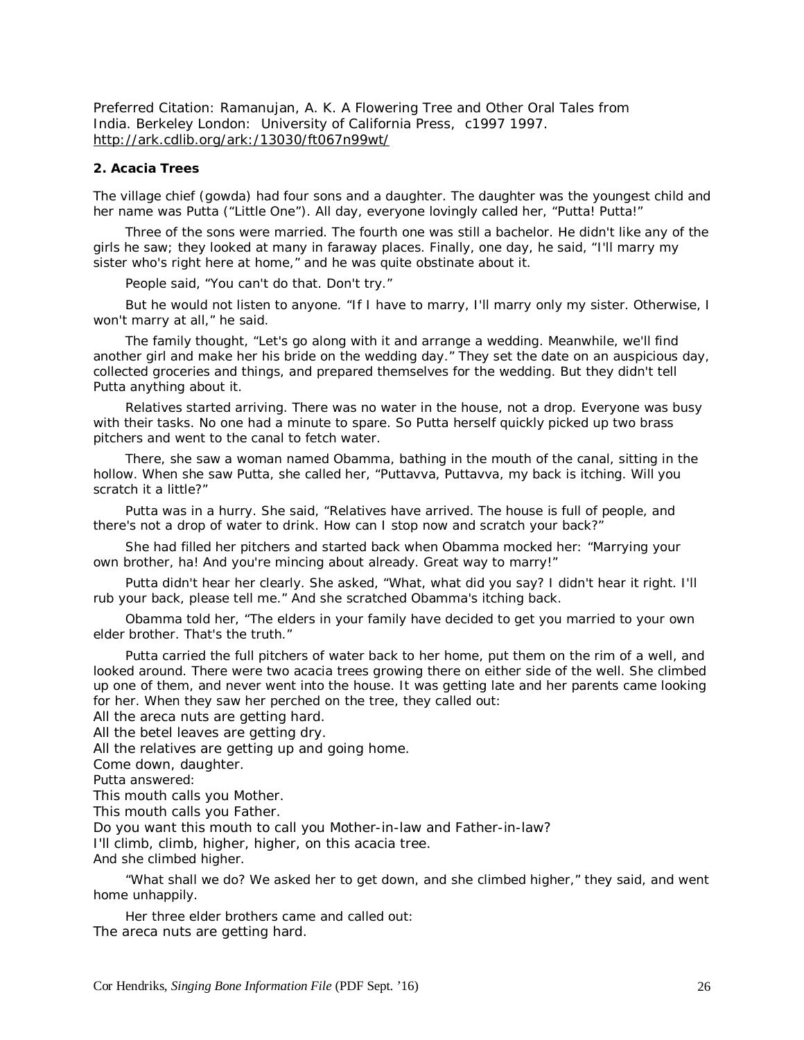Preferred Citation: Ramanujan, A. K. A Flowering Tree and Other Oral Tales from India. Berkeley London: University of California Press, c1997 1997. http://ark.cdlib.org/ark:/13030/ft067n99wt/

**2. Acacia Trees**

The village chief (gowda) had four sons and a daughter. The daughter was the youngest child and her name was Putta ("Little One"). All day, everyone lovingly called her, "Putta! Putta!"

Three of the sons were married. The fourth one was still a bachelor. He didn't like any of the girls he saw; they looked at many in faraway places. Finally, one day, he said, "I'll marry my sister who's right here at home," and he was quite obstinate about it.

People said, "You can't do that. Don't try."

But he would not listen to anyone. "If I have to marry, I'll marry only my sister. Otherwise, I won't marry at all," he said.

The family thought, "Let's go along with it and arrange a wedding. Meanwhile, we'll find another girl and make her his bride on the wedding day." They set the date on an auspicious day, collected groceries and things, and prepared themselves for the wedding. But they didn't tell Putta anything about it.

Relatives started arriving. There was no water in the house, not a drop. Everyone was busy with their tasks. No one had a minute to spare. So Putta herself quickly picked up two brass pitchers and went to the canal to fetch water.

There, she saw a woman named Obamma, bathing in the mouth of the canal, sitting in the hollow. When she saw Putta, she called her, "Puttavva, Puttavva, my back is itching. Will you scratch it a little?"

Putta was in a hurry. She said, "Relatives have arrived. The house is full of people, and there's not a drop of water to drink. How can I stop now and scratch your back?"

She had filled her pitchers and started back when Obamma mocked her: "Marrying your own brother, ha! And you're mincing about already. Great way to marry!"

Putta didn't hear her clearly. She asked, "What, what did you say? I didn't hear it right. I'll rub your back, please tell me." And she scratched Obamma's itching back.

Obamma told her, "The elders in your family have decided to get you married to your own elder brother. That's the truth."

Putta carried the full pitchers of water back to her home, put them on the rim of a well, and looked around. There were two acacia trees growing there on either side of the well. She climbed up one of them, and never went into the house. It was getting late and her parents came looking for her. When they saw her perched on the tree, they called out:

All the areca nuts are getting hard.
All the betel leaves are getting dry.
All the relatives are getting up and going home.
Come down, daughter.

Putta answered:

This mouth calls you Mother.
This mouth calls you Father.
Do you want this mouth to call you Mother-in-law and Father-in-law?
I'll climb, climb, higher, higher, on this acacia tree.

And she climbed higher.

"What shall we do? We asked her to get down, and she climbed higher," they said, and went home unhappily.

Her three elder brothers came and called out:

The areca nuts are getting hard.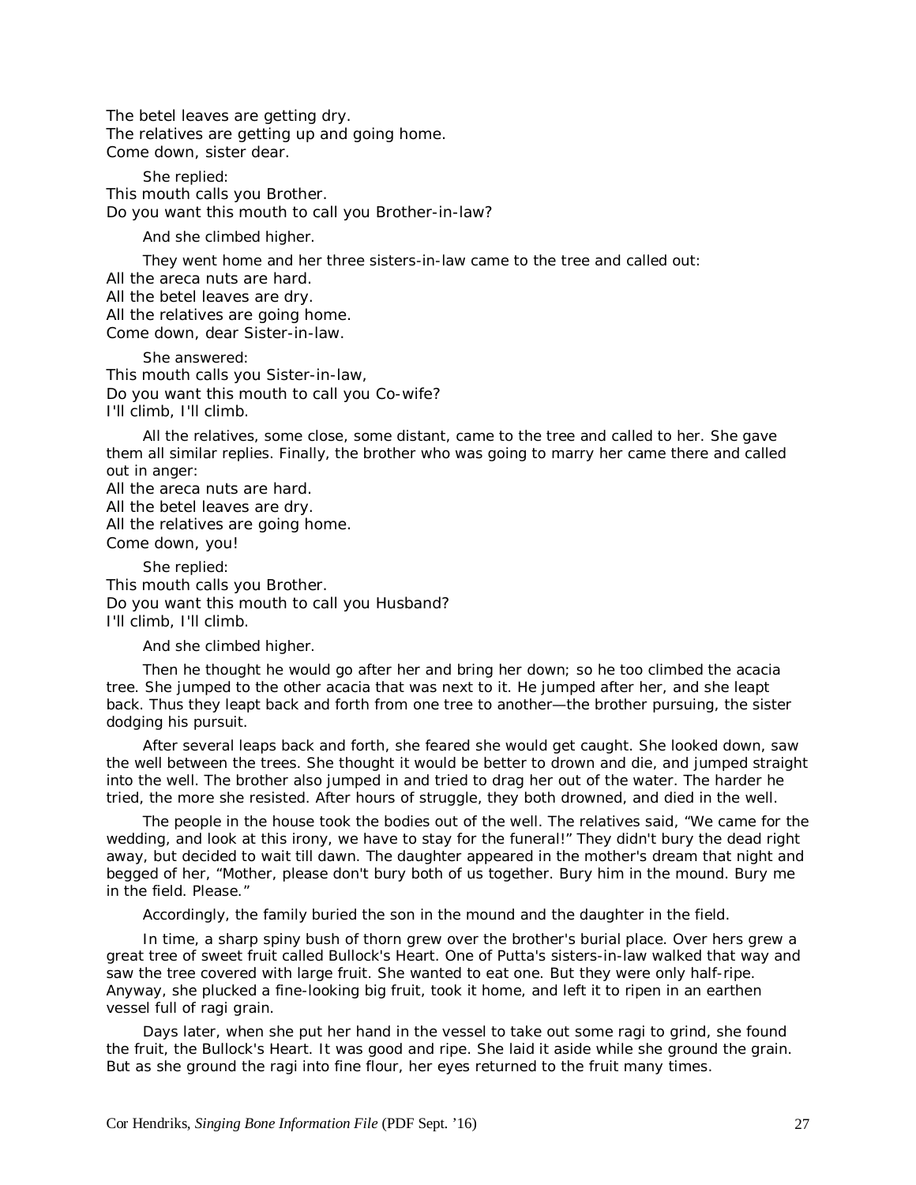The betel leaves are getting dry.
The relatives are getting up and going home.
Come down, sister dear.

She replied:

This mouth calls you Brother.
Do you want this mouth to call you Brother-in-law?

And she climbed higher.

They went home and her three sisters-in-law came to the tree and called out:

All the areca nuts are hard.
All the betel leaves are dry.
All the relatives are going home.
Come down, dear Sister-in-law.

She answered:

This mouth calls you Sister-in-law,
Do you want this mouth to call you Co-wife?
I'll climb, I'll climb.

All the relatives, some close, some distant, came to the tree and called to her. She gave them all similar replies. Finally, the brother who was going to marry her came there and called out in anger:

All the areca nuts are hard.
All the betel leaves are dry.
All the relatives are going home.
Come down, you!

She replied:

This mouth calls you Brother.
Do you want this mouth to call you Husband?
I'll climb, I'll climb.

And she climbed higher.

Then he thought he would go after her and bring her down; so he too climbed the acacia tree. She jumped to the other acacia that was next to it. He jumped after her, and she leapt back. Thus they leapt back and forth from one tree to another—the brother pursuing, the sister dodging his pursuit.

After several leaps back and forth, she feared she would get caught. She looked down, saw the well between the trees. She thought it would be better to drown and die, and jumped straight into the well. The brother also jumped in and tried to drag her out of the water. The harder he tried, the more she resisted. After hours of struggle, they both drowned, and died in the well.

The people in the house took the bodies out of the well. The relatives said, "We came for the wedding, and look at this irony, we have to stay for the funeral!" They didn't bury the dead right away, but decided to wait till dawn. The daughter appeared in the mother's dream that night and begged of her, "Mother, please don't bury both of us together. Bury him in the mound. Bury me in the field. Please."

Accordingly, the family buried the son in the mound and the daughter in the field.

In time, a sharp spiny bush of thorn grew over the brother's burial place. Over hers grew a great tree of sweet fruit called Bullock's Heart. One of Putta's sisters-in-law walked that way and saw the tree covered with large fruit. She wanted to eat one. But they were only half-ripe. Anyway, she plucked a fine-looking big fruit, took it home, and left it to ripen in an earthen vessel full of ragi grain.

Days later, when she put her hand in the vessel to take out some ragi to grind, she found the fruit, the Bullock's Heart. It was good and ripe. She laid it aside while she ground the grain. But as she ground the ragi into fine flour, her eyes returned to the fruit many times.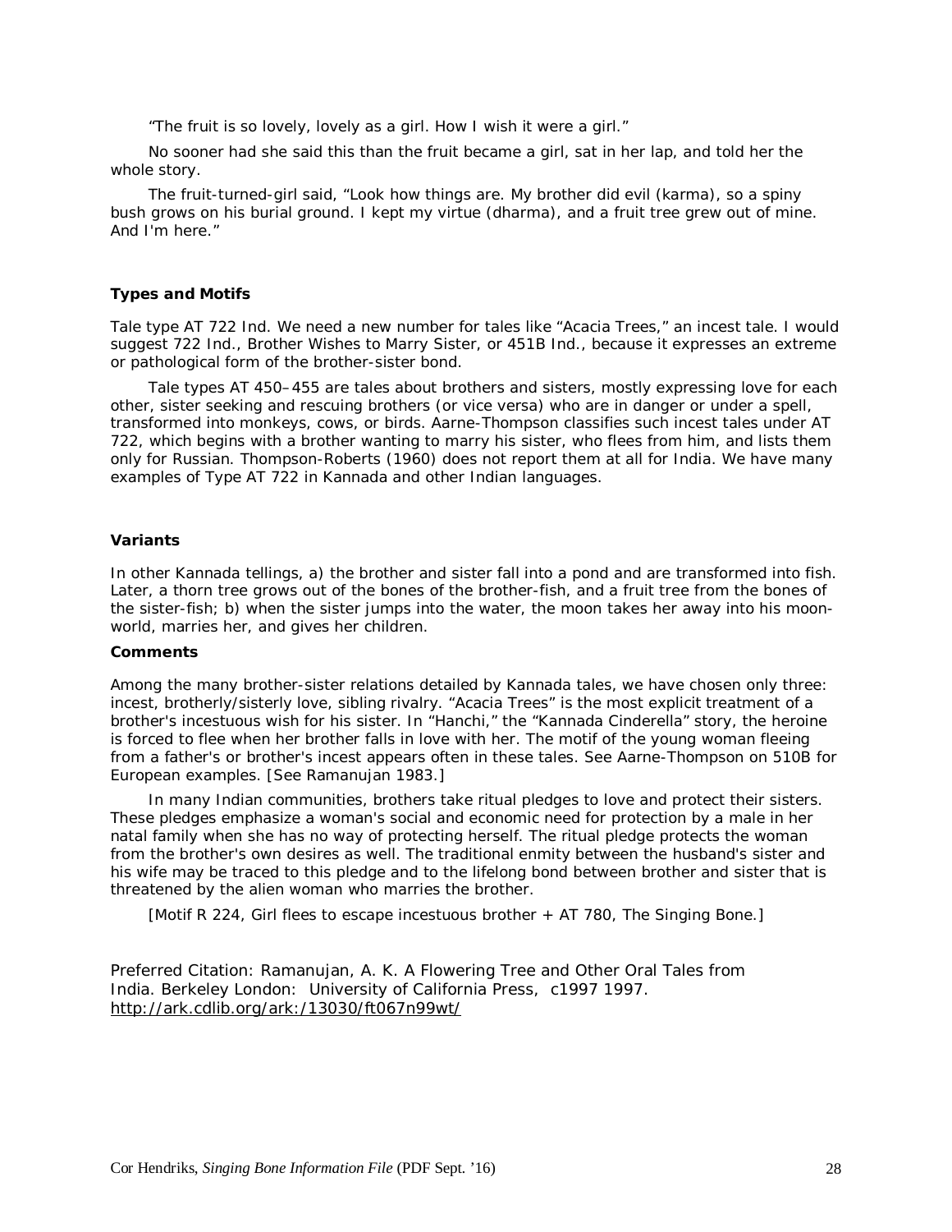"The fruit is so lovely, lovely as a girl. How I wish it were a girl."

No sooner had she said this than the fruit became a girl, sat in her lap, and told her the whole story.

The fruit-turned-girl said, "Look how things are. My brother did evil (karma), so a spiny bush grows on his burial ground. I kept my virtue (dharma), and a fruit tree grew out of mine. And I'm here."

### Types and Motifs

Tale type AT 722 Ind. We need a new number for tales like "Acacia Trees," an incest tale. I would suggest 722 Ind., Brother Wishes to Marry Sister, or 451B Ind., because it expresses an extreme or pathological form of the brother-sister bond.

Tale types AT 450–455 are tales about brothers and sisters, mostly expressing love for each other, sister seeking and rescuing brothers (or vice versa) who are in danger or under a spell, transformed into monkeys, cows, or birds. Aarne-Thompson classifies such incest tales under AT 722, which begins with a brother wanting to marry his sister, who flees from him, and lists them only for Russian. Thompson-Roberts (1960) does not report them at all for India. We have many examples of Type AT 722 in Kannada and other Indian languages.

### Variants

In other Kannada tellings, a) the brother and sister fall into a pond and are transformed into fish. Later, a thorn tree grows out of the bones of the brother-fish, and a fruit tree from the bones of the sister-fish; b) when the sister jumps into the water, the moon takes her away into his moon-world, marries her, and gives her children.

### Comments

Among the many brother-sister relations detailed by Kannada tales, we have chosen only three: incest, brotherly/sisterly love, sibling rivalry. "Acacia Trees" is the most explicit treatment of a brother's incestuous wish for his sister. In "Hanchi," the "Kannada Cinderella" story, the heroine is forced to flee when her brother falls in love with her. The motif of the young woman fleeing from a father's or brother's incest appears often in these tales. See Aarne-Thompson on 510B for European examples. [See Ramanujan 1983.]

In many Indian communities, brothers take ritual pledges to love and protect their sisters. These pledges emphasize a woman's social and economic need for protection by a male in her natal family when she has no way of protecting herself. The ritual pledge protects the woman from the brother's own desires as well. The traditional enmity between the husband's sister and his wife may be traced to this pledge and to the lifelong bond between brother and sister that is threatened by the alien woman who marries the brother.

[Motif R 224, Girl flees to escape incestuous brother + AT 780, The Singing Bone.]

Preferred Citation: Ramanujan, A. K. A Flowering Tree and Other Oral Tales from India. Berkeley London: University of California Press, c1997 1997. http://ark.cdlib.org/ark:/13030/ft067n99wt/